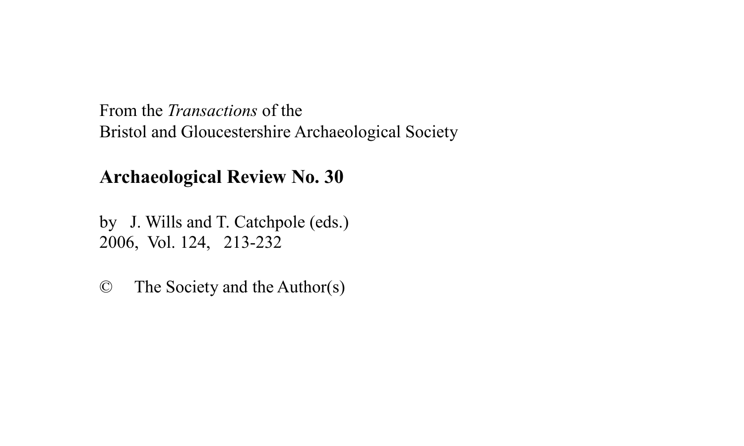From the *Transactions* of the
Bristol and Gloucestershire Archaeological Society

**Archaeological Review No. 30**

by J. Wills and T. Catchpole (eds.)
2006, Vol. 124, 213-232

© The Society and the Author(s)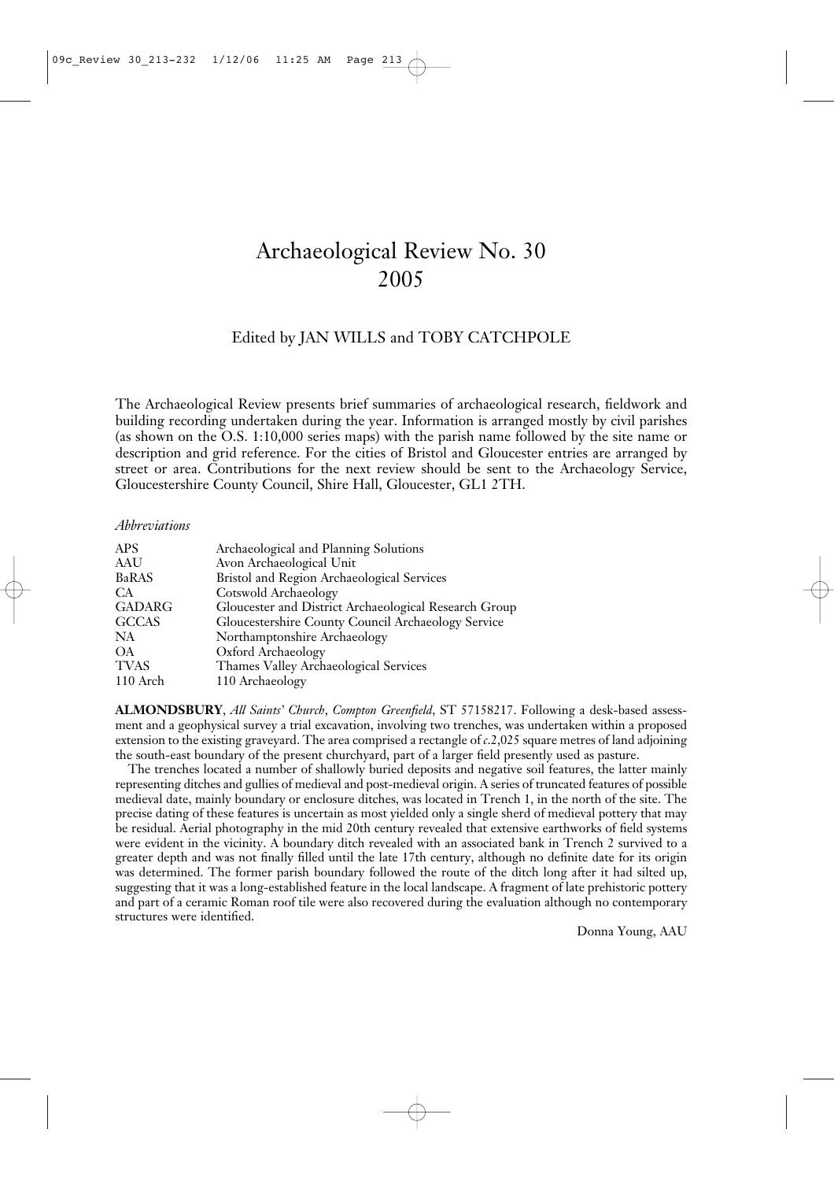# Archaeological Review No. 30
# 2005

Edited by JAN WILLS and TOBY CATCHPOLE

The Archaeological Review presents brief summaries of archaeological research, fieldwork and building recording undertaken during the year. Information is arranged mostly by civil parishes (as shown on the O.S. 1:10,000 series maps) with the parish name followed by the site name or description and grid reference. For the cities of Bristol and Gloucester entries are arranged by street or area. Contributions for the next review should be sent to the Archaeology Service, Gloucestershire County Council, Shire Hall, Gloucester, GL1 2TH.

*Abbreviations*

| | |
|---|---|
| APS | Archaeological and Planning Solutions |
| AAU | Avon Archaeological Unit |
| BaRAS | Bristol and Region Archaeological Services |
| CA | Cotswold Archaeology |
| GADARG | Gloucester and District Archaeological Research Group |
| GCCAS | Gloucestershire County Council Archaeology Service |
| NA | Northamptonshire Archaeology |
| OA | Oxford Archaeology |
| TVAS | Thames Valley Archaeological Services |
| 110 Arch | 110 Archaeology |

**ALMONDSBURY**, *All Saints' Church*, *Compton Greenfield*, ST 57158217. Following a desk-based assessment and a geophysical survey a trial excavation, involving two trenches, was undertaken within a proposed extension to the existing graveyard. The area comprised a rectangle of *c.*2,025 square metres of land adjoining the south-east boundary of the present churchyard, part of a larger field presently used as pasture.

The trenches located a number of shallowly buried deposits and negative soil features, the latter mainly representing ditches and gullies of medieval and post-medieval origin. A series of truncated features of possible medieval date, mainly boundary or enclosure ditches, was located in Trench 1, in the north of the site. The precise dating of these features is uncertain as most yielded only a single sherd of medieval pottery that may be residual. Aerial photography in the mid 20th century revealed that extensive earthworks of field systems were evident in the vicinity. A boundary ditch revealed with an associated bank in Trench 2 survived to a greater depth and was not finally filled until the late 17th century, although no definite date for its origin was determined. The former parish boundary followed the route of the ditch long after it had silted up, suggesting that it was a long-established feature in the local landscape. A fragment of late prehistoric pottery and part of a ceramic Roman roof tile were also recovered during the evaluation although no contemporary structures were identified.

Donna Young, AAU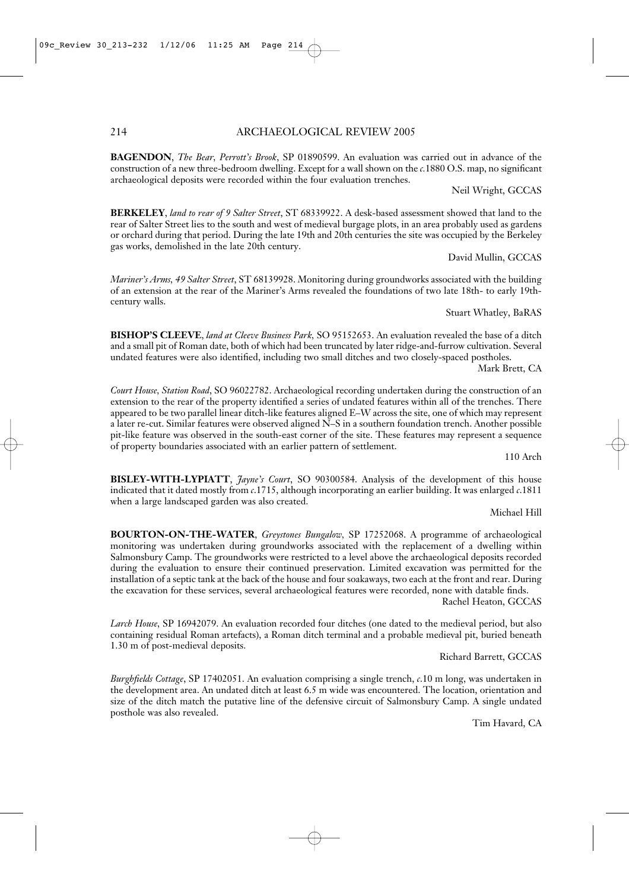**BAGENDON**, *The Bear, Perrott's Brook*, SP 01890599. An evaluation was carried out in advance of the construction of a new three-bedroom dwelling. Except for a wall shown on the *c.*1880 O.S. map, no significant archaeological deposits were recorded within the four evaluation trenches.

Neil Wright, GCCAS

**BERKELEY**, *land to rear of 9 Salter Street*, ST 68339922. A desk-based assessment showed that land to the rear of Salter Street lies to the south and west of medieval burgage plots, in an area probably used as gardens or orchard during that period. During the late 19th and 20th centuries the site was occupied by the Berkeley gas works, demolished in the late 20th century.

David Mullin, GCCAS

*Mariner's Arms, 49 Salter Street*, ST 68139928. Monitoring during groundworks associated with the building of an extension at the rear of the Mariner's Arms revealed the foundations of two late 18th- to early 19th-century walls.

Stuart Whatley, BaRAS

**BISHOP'S CLEEVE**, *land at Cleeve Business Park*, SO 95152653. An evaluation revealed the base of a ditch and a small pit of Roman date, both of which had been truncated by later ridge-and-furrow cultivation. Several undated features were also identified, including two small ditches and two closely-spaced postholes.

Mark Brett, CA

*Court House, Station Road*, SO 96022782. Archaeological recording undertaken during the construction of an extension to the rear of the property identified a series of undated features within all of the trenches. There appeared to be two parallel linear ditch-like features aligned E–W across the site, one of which may represent a later re-cut. Similar features were observed aligned N–S in a southern foundation trench. Another possible pit-like feature was observed in the south-east corner of the site. These features may represent a sequence of property boundaries associated with an earlier pattern of settlement.

110 Arch

**BISLEY-WITH-LYPIATT**, *Jayne's Court*, SO 90300584. Analysis of the development of this house indicated that it dated mostly from *c.*1715, although incorporating an earlier building. It was enlarged *c.*1811 when a large landscaped garden was also created.

Michael Hill

**BOURTON-ON-THE-WATER**, *Greystones Bungalow*, SP 17252068. A programme of archaeological monitoring was undertaken during groundworks associated with the replacement of a dwelling within Salmonsbury Camp. The groundworks were restricted to a level above the archaeological deposits recorded during the evaluation to ensure their continued preservation. Limited excavation was permitted for the installation of a septic tank at the back of the house and four soakaways, two each at the front and rear. During the excavation for these services, several archaeological features were recorded, none with datable finds.

Rachel Heaton, GCCAS

*Larch House*, SP 16942079. An evaluation recorded four ditches (one dated to the medieval period, but also containing residual Roman artefacts), a Roman ditch terminal and a probable medieval pit, buried beneath 1.30 m of post-medieval deposits.

Richard Barrett, GCCAS

*Burghfields Cottage*, SP 17402051. An evaluation comprising a single trench, *c.*10 m long, was undertaken in the development area. An undated ditch at least 6.5 m wide was encountered. The location, orientation and size of the ditch match the putative line of the defensive circuit of Salmonsbury Camp. A single undated posthole was also revealed.

Tim Havard, CA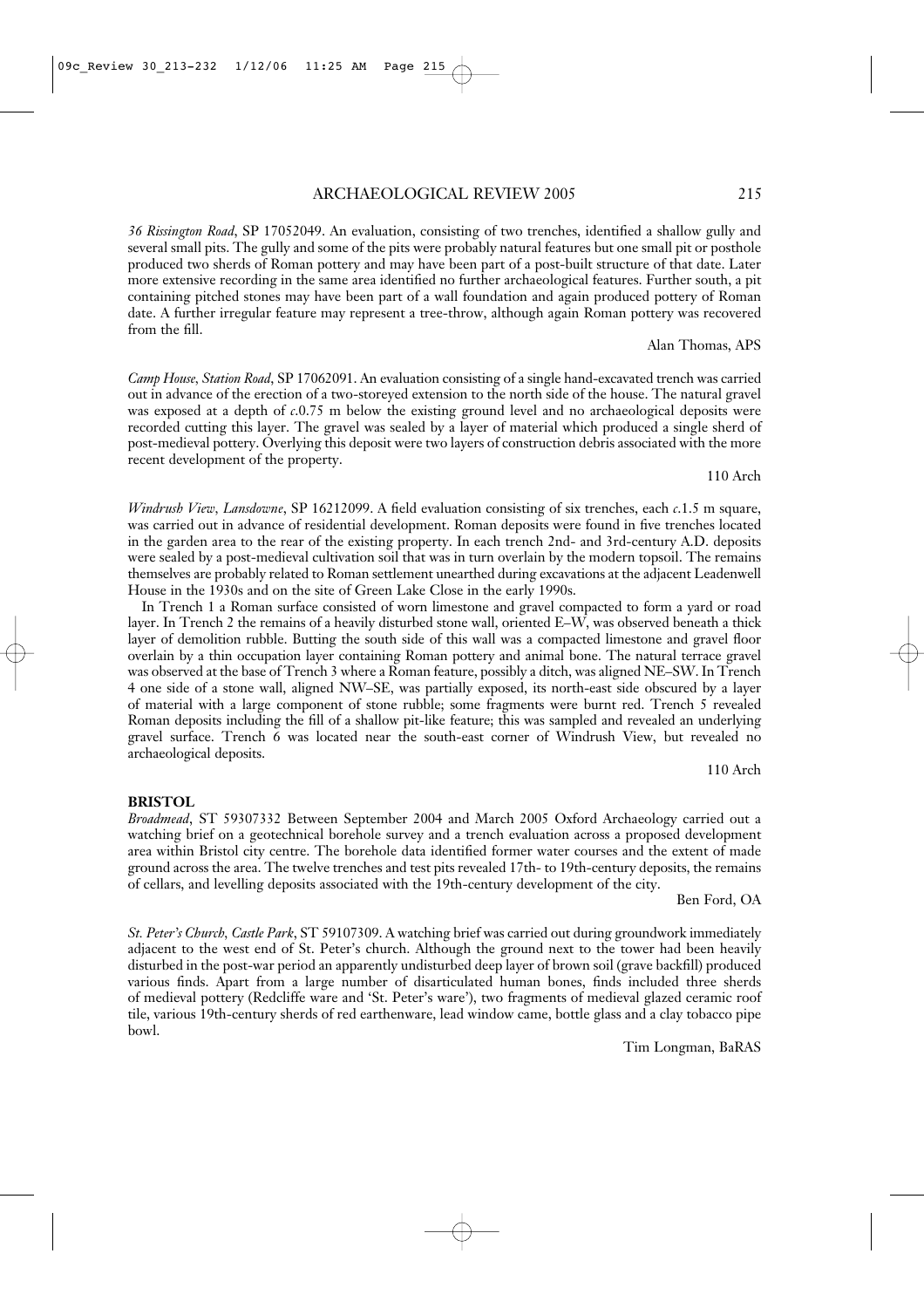*36 Rissington Road*, SP 17052049. An evaluation, consisting of two trenches, identified a shallow gully and several small pits. The gully and some of the pits were probably natural features but one small pit or posthole produced two sherds of Roman pottery and may have been part of a post-built structure of that date. Later more extensive recording in the same area identified no further archaeological features. Further south, a pit containing pitched stones may have been part of a wall foundation and again produced pottery of Roman date. A further irregular feature may represent a tree-throw, although again Roman pottery was recovered from the fill.

Alan Thomas, APS

*Camp House, Station Road*, SP 17062091. An evaluation consisting of a single hand-excavated trench was carried out in advance of the erection of a two-storeyed extension to the north side of the house. The natural gravel was exposed at a depth of *c*.0.75 m below the existing ground level and no archaeological deposits were recorded cutting this layer. The gravel was sealed by a layer of material which produced a single sherd of post-medieval pottery. Overlying this deposit were two layers of construction debris associated with the more recent development of the property.

110 Arch

*Windrush View, Lansdowne*, SP 16212099. A field evaluation consisting of six trenches, each *c*.1.5 m square, was carried out in advance of residential development. Roman deposits were found in five trenches located in the garden area to the rear of the existing property. In each trench 2nd- and 3rd-century A.D. deposits were sealed by a post-medieval cultivation soil that was in turn overlain by the modern topsoil. The remains themselves are probably related to Roman settlement unearthed during excavations at the adjacent Leadenwell House in the 1930s and on the site of Green Lake Close in the early 1990s.

In Trench 1 a Roman surface consisted of worn limestone and gravel compacted to form a yard or road layer. In Trench 2 the remains of a heavily disturbed stone wall, oriented E–W, was observed beneath a thick layer of demolition rubble. Butting the south side of this wall was a compacted limestone and gravel floor overlain by a thin occupation layer containing Roman pottery and animal bone. The natural terrace gravel was observed at the base of Trench 3 where a Roman feature, possibly a ditch, was aligned NE–SW. In Trench 4 one side of a stone wall, aligned NW–SE, was partially exposed, its north-east side obscured by a layer of material with a large component of stone rubble; some fragments were burnt red. Trench 5 revealed Roman deposits including the fill of a shallow pit-like feature; this was sampled and revealed an underlying gravel surface. Trench 6 was located near the south-east corner of Windrush View, but revealed no archaeological deposits.

110 Arch

**BRISTOL**

*Broadmead*, ST 59307332 Between September 2004 and March 2005 Oxford Archaeology carried out a watching brief on a geotechnical borehole survey and a trench evaluation across a proposed development area within Bristol city centre. The borehole data identified former water courses and the extent of made ground across the area. The twelve trenches and test pits revealed 17th- to 19th-century deposits, the remains of cellars, and levelling deposits associated with the 19th-century development of the city.

Ben Ford, OA

*St. Peter's Church, Castle Park*, ST 59107309. A watching brief was carried out during groundwork immediately adjacent to the west end of St. Peter's church. Although the ground next to the tower had been heavily disturbed in the post-war period an apparently undisturbed deep layer of brown soil (grave backfill) produced various finds. Apart from a large number of disarticulated human bones, finds included three sherds of medieval pottery (Redcliffe ware and 'St. Peter's ware'), two fragments of medieval glazed ceramic roof tile, various 19th-century sherds of red earthenware, lead window came, bottle glass and a clay tobacco pipe bowl.

Tim Longman, BaRAS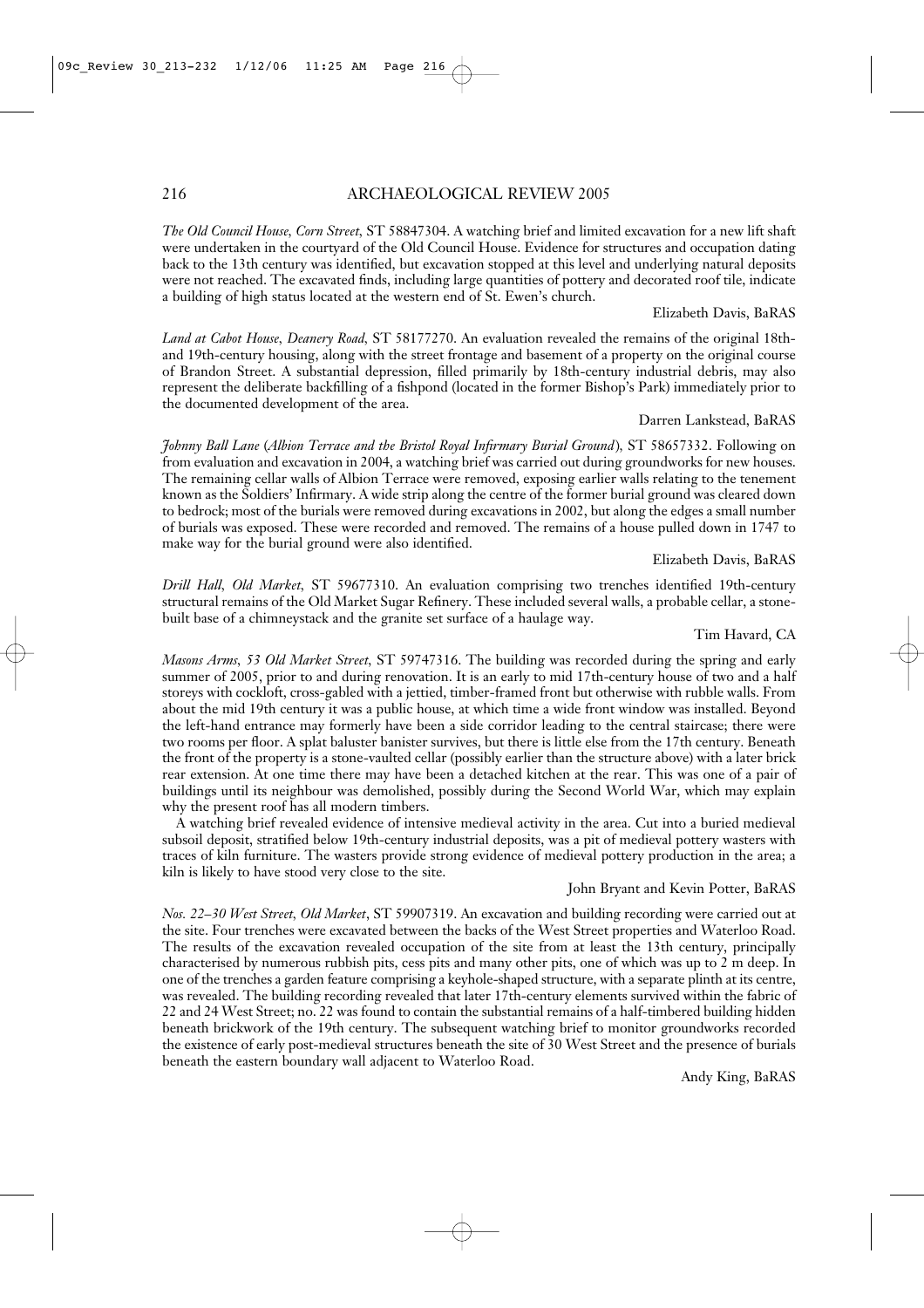*The Old Council House, Corn Street*, ST 58847304. A watching brief and limited excavation for a new lift shaft were undertaken in the courtyard of the Old Council House. Evidence for structures and occupation dating back to the 13th century was identified, but excavation stopped at this level and underlying natural deposits were not reached. The excavated finds, including large quantities of pottery and decorated roof tile, indicate a building of high status located at the western end of St. Ewen's church.

Elizabeth Davis, BaRAS

*Land at Cabot House, Deanery Road*, ST 58177270. An evaluation revealed the remains of the original 18th- and 19th-century housing, along with the street frontage and basement of a property on the original course of Brandon Street. A substantial depression, filled primarily by 18th-century industrial debris, may also represent the deliberate backfilling of a fishpond (located in the former Bishop's Park) immediately prior to the documented development of the area.

Darren Lankstead, BaRAS

*Johnny Ball Lane (Albion Terrace and the Bristol Royal Infirmary Burial Ground)*, ST 58657332. Following on from evaluation and excavation in 2004, a watching brief was carried out during groundworks for new houses. The remaining cellar walls of Albion Terrace were removed, exposing earlier walls relating to the tenement known as the Soldiers' Infirmary. A wide strip along the centre of the former burial ground was cleared down to bedrock; most of the burials were removed during excavations in 2002, but along the edges a small number of burials was exposed. These were recorded and removed. The remains of a house pulled down in 1747 to make way for the burial ground were also identified.

Elizabeth Davis, BaRAS

*Drill Hall, Old Market*, ST 59677310. An evaluation comprising two trenches identified 19th-century structural remains of the Old Market Sugar Refinery. These included several walls, a probable cellar, a stone-built base of a chimneystack and the granite set surface of a haulage way.

Tim Havard, CA

*Masons Arms, 53 Old Market Street*, ST 59747316. The building was recorded during the spring and early summer of 2005, prior to and during renovation. It is an early to mid 17th-century house of two and a half storeys with cockloft, cross-gabled with a jettied, timber-framed front but otherwise with rubble walls. From about the mid 19th century it was a public house, at which time a wide front window was installed. Beyond the left-hand entrance may formerly have been a side corridor leading to the central staircase; there were two rooms per floor. A splat baluster banister survives, but there is little else from the 17th century. Beneath the front of the property is a stone-vaulted cellar (possibly earlier than the structure above) with a later brick rear extension. At one time there may have been a detached kitchen at the rear. This was one of a pair of buildings until its neighbour was demolished, possibly during the Second World War, which may explain why the present roof has all modern timbers.

A watching brief revealed evidence of intensive medieval activity in the area. Cut into a buried medieval subsoil deposit, stratified below 19th-century industrial deposits, was a pit of medieval pottery wasters with traces of kiln furniture. The wasters provide strong evidence of medieval pottery production in the area; a kiln is likely to have stood very close to the site.

John Bryant and Kevin Potter, BaRAS

*Nos. 22–30 West Street, Old Market*, ST 59907319. An excavation and building recording were carried out at the site. Four trenches were excavated between the backs of the West Street properties and Waterloo Road. The results of the excavation revealed occupation of the site from at least the 13th century, principally characterised by numerous rubbish pits, cess pits and many other pits, one of which was up to 2 m deep. In one of the trenches a garden feature comprising a keyhole-shaped structure, with a separate plinth at its centre, was revealed. The building recording revealed that later 17th-century elements survived within the fabric of 22 and 24 West Street; no. 22 was found to contain the substantial remains of a half-timbered building hidden beneath brickwork of the 19th century. The subsequent watching brief to monitor groundworks recorded the existence of early post-medieval structures beneath the site of 30 West Street and the presence of burials beneath the eastern boundary wall adjacent to Waterloo Road.

Andy King, BaRAS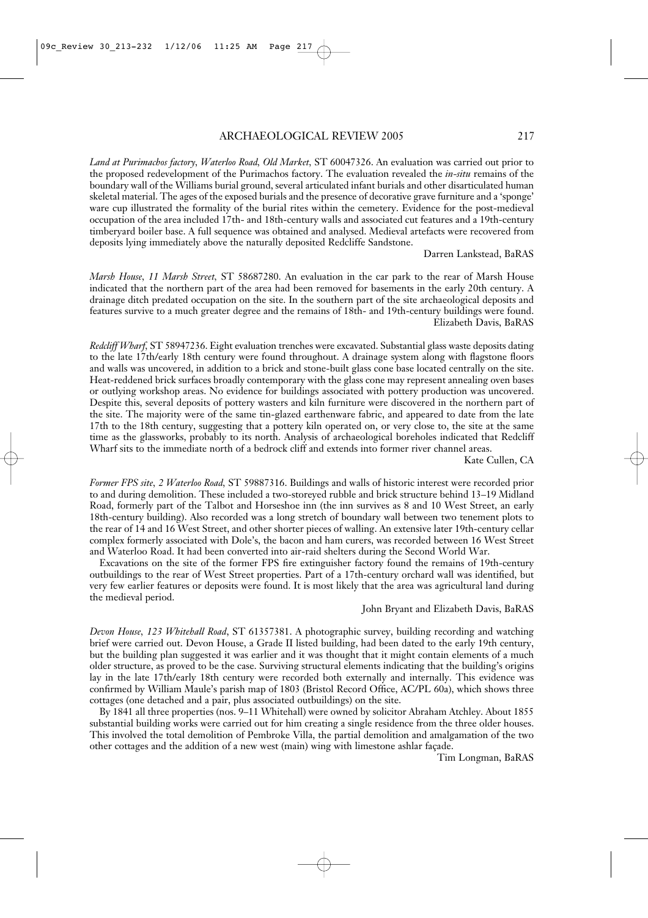*Land at Purimachos factory, Waterloo Road, Old Market*, ST 60047326. An evaluation was carried out prior to the proposed redevelopment of the Purimachos factory. The evaluation revealed the *in-situ* remains of the boundary wall of the Williams burial ground, several articulated infant burials and other disarticulated human skeletal material. The ages of the exposed burials and the presence of decorative grave furniture and a 'sponge' ware cup illustrated the formality of the burial rites within the cemetery. Evidence for the post-medieval occupation of the area included 17th- and 18th-century walls and associated cut features and a 19th-century timberyard boiler base. A full sequence was obtained and analysed. Medieval artefacts were recovered from deposits lying immediately above the naturally deposited Redcliffe Sandstone.

Darren Lankstead, BaRAS

*Marsh House, 11 Marsh Street*, ST 58687280. An evaluation in the car park to the rear of Marsh House indicated that the northern part of the area had been removed for basements in the early 20th century. A drainage ditch predated occupation on the site. In the southern part of the site archaeological deposits and features survive to a much greater degree and the remains of 18th- and 19th-century buildings were found.

Elizabeth Davis, BaRAS

*Redcliff Wharf*, ST 58947236. Eight evaluation trenches were excavated. Substantial glass waste deposits dating to the late 17th/early 18th century were found throughout. A drainage system along with flagstone floors and walls was uncovered, in addition to a brick and stone-built glass cone base located centrally on the site. Heat-reddened brick surfaces broadly contemporary with the glass cone may represent annealing oven bases or outlying workshop areas. No evidence for buildings associated with pottery production was uncovered. Despite this, several deposits of pottery wasters and kiln furniture were discovered in the northern part of the site. The majority were of the same tin-glazed earthenware fabric, and appeared to date from the late 17th to the 18th century, suggesting that a pottery kiln operated on, or very close to, the site at the same time as the glassworks, probably to its north. Analysis of archaeological boreholes indicated that Redcliff Wharf sits to the immediate north of a bedrock cliff and extends into former river channel areas.

Kate Cullen, CA

*Former FPS site, 2 Waterloo Road*, ST 59887316. Buildings and walls of historic interest were recorded prior to and during demolition. These included a two-storeyed rubble and brick structure behind 13–19 Midland Road, formerly part of the Talbot and Horseshoe inn (the inn survives as 8 and 10 West Street, an early 18th-century building). Also recorded was a long stretch of boundary wall between two tenement plots to the rear of 14 and 16 West Street, and other shorter pieces of walling. An extensive later 19th-century cellar complex formerly associated with Dole's, the bacon and ham curers, was recorded between 16 West Street and Waterloo Road. It had been converted into air-raid shelters during the Second World War.

Excavations on the site of the former FPS fire extinguisher factory found the remains of 19th-century outbuildings to the rear of West Street properties. Part of a 17th-century orchard wall was identified, but very few earlier features or deposits were found. It is most likely that the area was agricultural land during the medieval period.

John Bryant and Elizabeth Davis, BaRAS

*Devon House, 123 Whitehall Road*, ST 61357381. A photographic survey, building recording and watching brief were carried out. Devon House, a Grade II listed building, had been dated to the early 19th century, but the building plan suggested it was earlier and it was thought that it might contain elements of a much older structure, as proved to be the case. Surviving structural elements indicating that the building's origins lay in the late 17th/early 18th century were recorded both externally and internally. This evidence was confirmed by William Maule's parish map of 1803 (Bristol Record Office, AC/PL 60a), which shows three cottages (one detached and a pair, plus associated outbuildings) on the site.

By 1841 all three properties (nos. 9–11 Whitehall) were owned by solicitor Abraham Atchley. About 1855 substantial building works were carried out for him creating a single residence from the three older houses. This involved the total demolition of Pembroke Villa, the partial demolition and amalgamation of the two other cottages and the addition of a new west (main) wing with limestone ashlar façade.

Tim Longman, BaRAS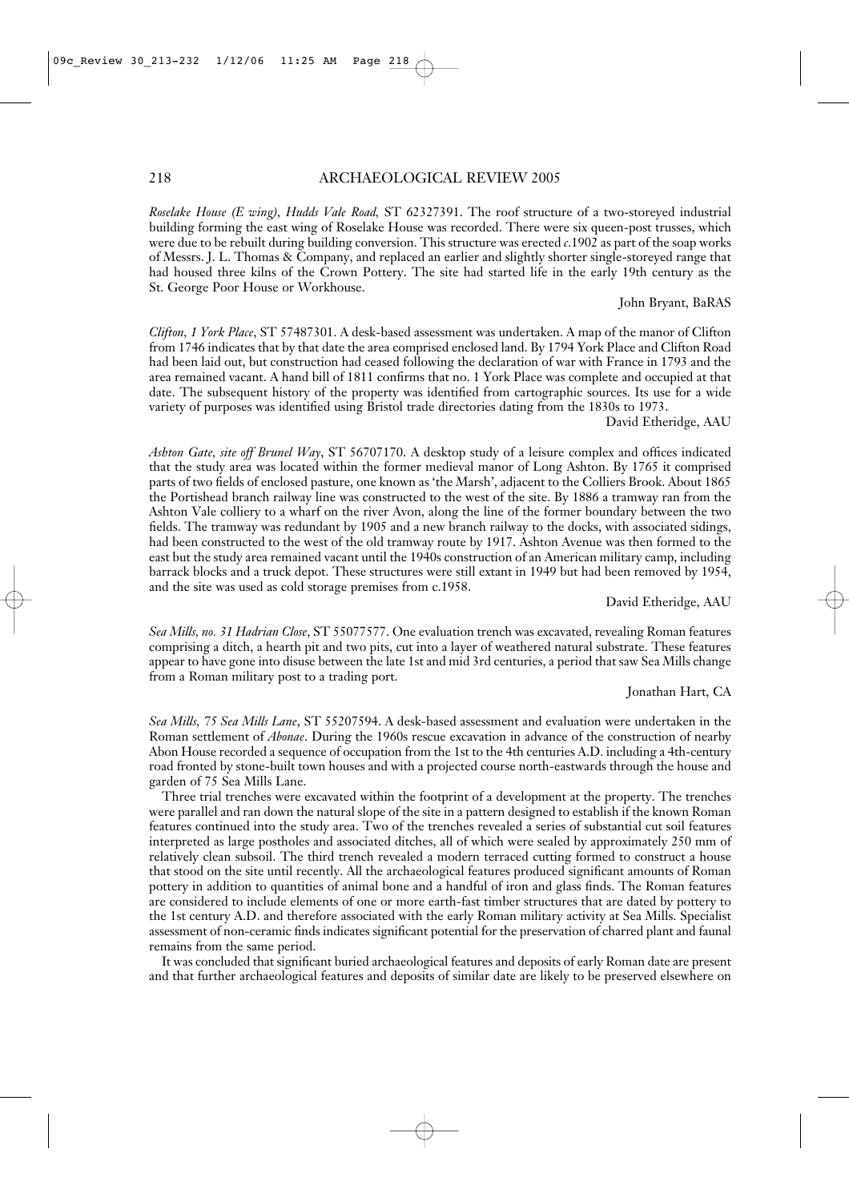*Roselake House (E wing), Hudds Vale Road,* ST 62327391. The roof structure of a two-storeyed industrial building forming the east wing of Roselake House was recorded. There were six queen-post trusses, which were due to be rebuilt during building conversion. This structure was erected *c*.1902 as part of the soap works of Messrs. J. L. Thomas & Company, and replaced an earlier and slightly shorter single-storeyed range that had housed three kilns of the Crown Pottery. The site had started life in the early 19th century as the St. George Poor House or Workhouse.

John Bryant, BaRAS

*Clifton, 1 York Place,* ST 57487301. A desk-based assessment was undertaken. A map of the manor of Clifton from 1746 indicates that by that date the area comprised enclosed land. By 1794 York Place and Clifton Road had been laid out, but construction had ceased following the declaration of war with France in 1793 and the area remained vacant. A hand bill of 1811 confirms that no. 1 York Place was complete and occupied at that date. The subsequent history of the property was identified from cartographic sources. Its use for a wide variety of purposes was identified using Bristol trade directories dating from the 1830s to 1973.

David Etheridge, AAU

*Ashton Gate, site off Brunel Way,* ST 56707170. A desktop study of a leisure complex and offices indicated that the study area was located within the former medieval manor of Long Ashton. By 1765 it comprised parts of two fields of enclosed pasture, one known as 'the Marsh', adjacent to the Colliers Brook. About 1865 the Portishead branch railway line was constructed to the west of the site. By 1886 a tramway ran from the Ashton Vale colliery to a wharf on the river Avon, along the line of the former boundary between the two fields. The tramway was redundant by 1905 and a new branch railway to the docks, with associated sidings, had been constructed to the west of the old tramway route by 1917. Ashton Avenue was then formed to the east but the study area remained vacant until the 1940s construction of an American military camp, including barrack blocks and a truck depot. These structures were still extant in 1949 but had been removed by 1954, and the site was used as cold storage premises from c.1958.

David Etheridge, AAU

*Sea Mills, no. 31 Hadrian Close,* ST 55077577. One evaluation trench was excavated, revealing Roman features comprising a ditch, a hearth pit and two pits, cut into a layer of weathered natural substrate. These features appear to have gone into disuse between the late 1st and mid 3rd centuries, a period that saw Sea Mills change from a Roman military post to a trading port.

Jonathan Hart, CA

*Sea Mills, 75 Sea Mills Lane,* ST 55207594. A desk-based assessment and evaluation were undertaken in the Roman settlement of *Abonae*. During the 1960s rescue excavation in advance of the construction of nearby Abon House recorded a sequence of occupation from the 1st to the 4th centuries A.D. including a 4th-century road fronted by stone-built town houses and with a projected course north-eastwards through the house and garden of 75 Sea Mills Lane.

Three trial trenches were excavated within the footprint of a development at the property. The trenches were parallel and ran down the natural slope of the site in a pattern designed to establish if the known Roman features continued into the study area. Two of the trenches revealed a series of substantial cut soil features interpreted as large postholes and associated ditches, all of which were sealed by approximately 250 mm of relatively clean subsoil. The third trench revealed a modern terraced cutting formed to construct a house that stood on the site until recently. All the archaeological features produced significant amounts of Roman pottery in addition to quantities of animal bone and a handful of iron and glass finds. The Roman features are considered to include elements of one or more earth-fast timber structures that are dated by pottery to the 1st century A.D. and therefore associated with the early Roman military activity at Sea Mills. Specialist assessment of non-ceramic finds indicates significant potential for the preservation of charred plant and faunal remains from the same period.

It was concluded that significant buried archaeological features and deposits of early Roman date are present and that further archaeological features and deposits of similar date are likely to be preserved elsewhere on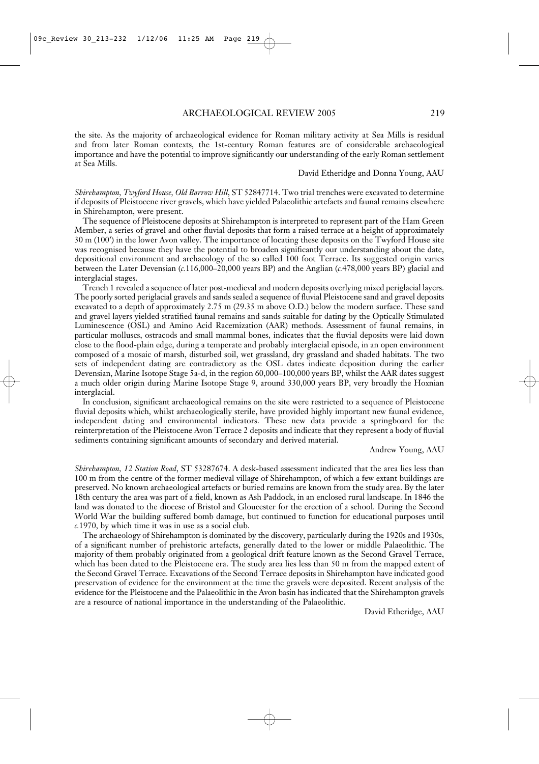the site. As the majority of archaeological evidence for Roman military activity at Sea Mills is residual and from later Roman contexts, the 1st-century Roman features are of considerable archaeological importance and have the potential to improve significantly our understanding of the early Roman settlement at Sea Mills.

David Etheridge and Donna Young, AAU

*Shirehampton, Twyford House, Old Barrow Hill*, ST 52847714. Two trial trenches were excavated to determine if deposits of Pleistocene river gravels, which have yielded Palaeolithic artefacts and faunal remains elsewhere in Shirehampton, were present.

The sequence of Pleistocene deposits at Shirehampton is interpreted to represent part of the Ham Green Member, a series of gravel and other fluvial deposits that form a raised terrace at a height of approximately 30 m (100') in the lower Avon valley. The importance of locating these deposits on the Twyford House site was recognised because they have the potential to broaden significantly our understanding about the date, depositional environment and archaeology of the so called 100 foot Terrace. Its suggested origin varies between the Later Devensian (*c.*116,000–20,000 years BP) and the Anglian (*c.*478,000 years BP) glacial and interglacial stages.

Trench 1 revealed a sequence of later post-medieval and modern deposits overlying mixed periglacial layers. The poorly sorted periglacial gravels and sands sealed a sequence of fluvial Pleistocene sand and gravel deposits excavated to a depth of approximately 2.75 m (29.35 m above O.D.) below the modern surface. These sand and gravel layers yielded stratified faunal remains and sands suitable for dating by the Optically Stimulated Luminescence (OSL) and Amino Acid Racemization (AAR) methods. Assessment of faunal remains, in particular molluscs, ostracods and small mammal bones, indicates that the fluvial deposits were laid down close to the flood-plain edge, during a temperate and probably interglacial episode, in an open environment composed of a mosaic of marsh, disturbed soil, wet grassland, dry grassland and shaded habitats. The two sets of independent dating are contradictory as the OSL dates indicate deposition during the earlier Devensian, Marine Isotope Stage 5a-d, in the region 60,000–100,000 years BP, whilst the AAR dates suggest a much older origin during Marine Isotope Stage 9, around 330,000 years BP, very broadly the Hoxnian interglacial.

In conclusion, significant archaeological remains on the site were restricted to a sequence of Pleistocene fluvial deposits which, whilst archaeologically sterile, have provided highly important new faunal evidence, independent dating and environmental indicators. These new data provide a springboard for the reinterpretation of the Pleistocene Avon Terrace 2 deposits and indicate that they represent a body of fluvial sediments containing significant amounts of secondary and derived material.

Andrew Young, AAU

*Shirehampton, 12 Station Road*, ST 53287674. A desk-based assessment indicated that the area lies less than 100 m from the centre of the former medieval village of Shirehampton, of which a few extant buildings are preserved. No known archaeological artefacts or buried remains are known from the study area. By the later 18th century the area was part of a field, known as Ash Paddock, in an enclosed rural landscape. In 1846 the land was donated to the diocese of Bristol and Gloucester for the erection of a school. During the Second World War the building suffered bomb damage, but continued to function for educational purposes until *c.*1970, by which time it was in use as a social club.

The archaeology of Shirehampton is dominated by the discovery, particularly during the 1920s and 1930s, of a significant number of prehistoric artefacts, generally dated to the lower or middle Palaeolithic. The majority of them probably originated from a geological drift feature known as the Second Gravel Terrace, which has been dated to the Pleistocene era. The study area lies less than 50 m from the mapped extent of the Second Gravel Terrace. Excavations of the Second Terrace deposits in Shirehampton have indicated good preservation of evidence for the environment at the time the gravels were deposited. Recent analysis of the evidence for the Pleistocene and the Palaeolithic in the Avon basin has indicated that the Shirehampton gravels are a resource of national importance in the understanding of the Palaeolithic.

David Etheridge, AAU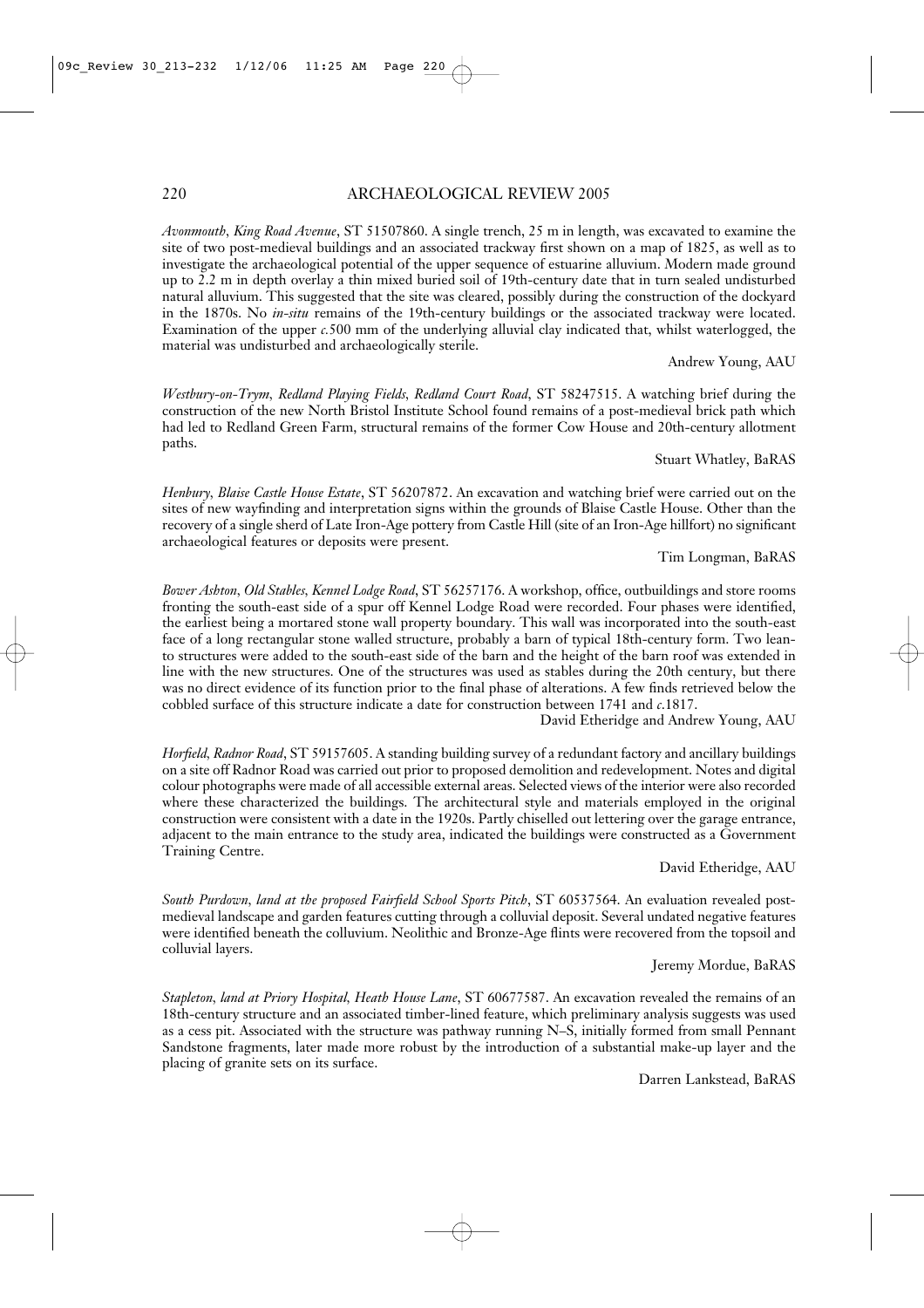*Avonmouth, King Road Avenue*, ST 51507860. A single trench, 25 m in length, was excavated to examine the site of two post-medieval buildings and an associated trackway first shown on a map of 1825, as well as to investigate the archaeological potential of the upper sequence of estuarine alluvium. Modern made ground up to 2.2 m in depth overlay a thin mixed buried soil of 19th-century date that in turn sealed undisturbed natural alluvium. This suggested that the site was cleared, possibly during the construction of the dockyard in the 1870s. No *in-situ* remains of the 19th-century buildings or the associated trackway were located. Examination of the upper *c.*500 mm of the underlying alluvial clay indicated that, whilst waterlogged, the material was undisturbed and archaeologically sterile.

Andrew Young, AAU

*Westbury-on-Trym, Redland Playing Fields, Redland Court Road*, ST 58247515. A watching brief during the construction of the new North Bristol Institute School found remains of a post-medieval brick path which had led to Redland Green Farm, structural remains of the former Cow House and 20th-century allotment paths.

Stuart Whatley, BaRAS

*Henbury, Blaise Castle House Estate*, ST 56207872. An excavation and watching brief were carried out on the sites of new wayfinding and interpretation signs within the grounds of Blaise Castle House. Other than the recovery of a single sherd of Late Iron-Age pottery from Castle Hill (site of an Iron-Age hillfort) no significant archaeological features or deposits were present.

Tim Longman, BaRAS

*Bower Ashton, Old Stables, Kennel Lodge Road*, ST 56257176. A workshop, office, outbuildings and store rooms fronting the south-east side of a spur off Kennel Lodge Road were recorded. Four phases were identified, the earliest being a mortared stone wall property boundary. This wall was incorporated into the south-east face of a long rectangular stone walled structure, probably a barn of typical 18th-century form. Two lean-to structures were added to the south-east side of the barn and the height of the barn roof was extended in line with the new structures. One of the structures was used as stables during the 20th century, but there was no direct evidence of its function prior to the final phase of alterations. A few finds retrieved below the cobbled surface of this structure indicate a date for construction between 1741 and *c.*1817.

David Etheridge and Andrew Young, AAU

*Horfield, Radnor Road*, ST 59157605. A standing building survey of a redundant factory and ancillary buildings on a site off Radnor Road was carried out prior to proposed demolition and redevelopment. Notes and digital colour photographs were made of all accessible external areas. Selected views of the interior were also recorded where these characterized the buildings. The architectural style and materials employed in the original construction were consistent with a date in the 1920s. Partly chiselled out lettering over the garage entrance, adjacent to the main entrance to the study area, indicated the buildings were constructed as a Government Training Centre.

David Etheridge, AAU

*South Purdown, land at the proposed Fairfield School Sports Pitch*, ST 60537564. An evaluation revealed post-medieval landscape and garden features cutting through a colluvial deposit. Several undated negative features were identified beneath the colluvium. Neolithic and Bronze-Age flints were recovered from the topsoil and colluvial layers.

Jeremy Mordue, BaRAS

*Stapleton, land at Priory Hospital, Heath House Lane*, ST 60677587. An excavation revealed the remains of an 18th-century structure and an associated timber-lined feature, which preliminary analysis suggests was used as a cess pit. Associated with the structure was pathway running N–S, initially formed from small Pennant Sandstone fragments, later made more robust by the introduction of a substantial make-up layer and the placing of granite sets on its surface.

Darren Lankstead, BaRAS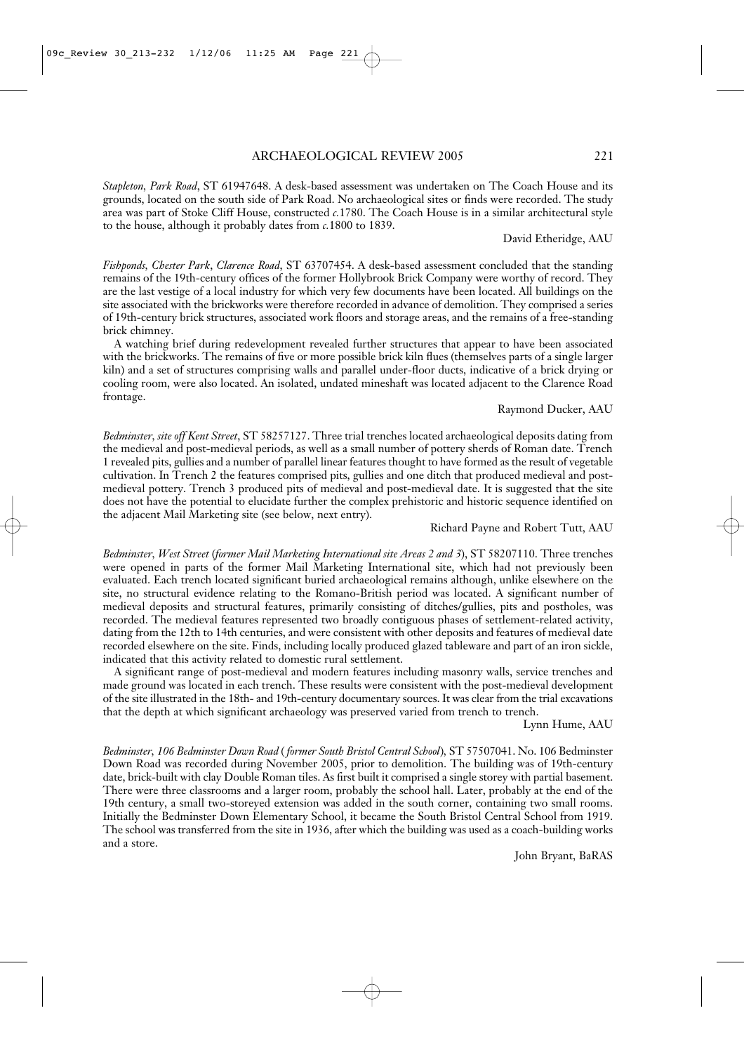*Stapleton, Park Road*, ST 61947648. A desk-based assessment was undertaken on The Coach House and its grounds, located on the south side of Park Road. No archaeological sites or finds were recorded. The study area was part of Stoke Cliff House, constructed *c*.1780. The Coach House is in a similar architectural style to the house, although it probably dates from *c*.1800 to 1839.

David Etheridge, AAU

*Fishponds, Chester Park, Clarence Road*, ST 63707454. A desk-based assessment concluded that the standing remains of the 19th-century offices of the former Hollybrook Brick Company were worthy of record. They are the last vestige of a local industry for which very few documents have been located. All buildings on the site associated with the brickworks were therefore recorded in advance of demolition. They comprised a series of 19th-century brick structures, associated work floors and storage areas, and the remains of a free-standing brick chimney.

A watching brief during redevelopment revealed further structures that appear to have been associated with the brickworks. The remains of five or more possible brick kiln flues (themselves parts of a single larger kiln) and a set of structures comprising walls and parallel under-floor ducts, indicative of a brick drying or cooling room, were also located. An isolated, undated mineshaft was located adjacent to the Clarence Road frontage.

Raymond Ducker, AAU

*Bedminster, site off Kent Street*, ST 58257127. Three trial trenches located archaeological deposits dating from the medieval and post-medieval periods, as well as a small number of pottery sherds of Roman date. Trench 1 revealed pits, gullies and a number of parallel linear features thought to have formed as the result of vegetable cultivation. In Trench 2 the features comprised pits, gullies and one ditch that produced medieval and post-medieval pottery. Trench 3 produced pits of medieval and post-medieval date. It is suggested that the site does not have the potential to elucidate further the complex prehistoric and historic sequence identified on the adjacent Mail Marketing site (see below, next entry).

Richard Payne and Robert Tutt, AAU

*Bedminster, West Street (former Mail Marketing International site Areas 2 and 3)*, ST 58207110. Three trenches were opened in parts of the former Mail Marketing International site, which had not previously been evaluated. Each trench located significant buried archaeological remains although, unlike elsewhere on the site, no structural evidence relating to the Romano-British period was located. A significant number of medieval deposits and structural features, primarily consisting of ditches/gullies, pits and postholes, was recorded. The medieval features represented two broadly contiguous phases of settlement-related activity, dating from the 12th to 14th centuries, and were consistent with other deposits and features of medieval date recorded elsewhere on the site. Finds, including locally produced glazed tableware and part of an iron sickle, indicated that this activity related to domestic rural settlement.

A significant range of post-medieval and modern features including masonry walls, service trenches and made ground was located in each trench. These results were consistent with the post-medieval development of the site illustrated in the 18th- and 19th-century documentary sources. It was clear from the trial excavations that the depth at which significant archaeology was preserved varied from trench to trench.

Lynn Hume, AAU

*Bedminster, 106 Bedminster Down Road (former South Bristol Central School)*, ST 57507041. No. 106 Bedminster Down Road was recorded during November 2005, prior to demolition. The building was of 19th-century date, brick-built with clay Double Roman tiles. As first built it comprised a single storey with partial basement. There were three classrooms and a larger room, probably the school hall. Later, probably at the end of the 19th century, a small two-storeyed extension was added in the south corner, containing two small rooms. Initially the Bedminster Down Elementary School, it became the South Bristol Central School from 1919. The school was transferred from the site in 1936, after which the building was used as a coach-building works and a store.

John Bryant, BaRAS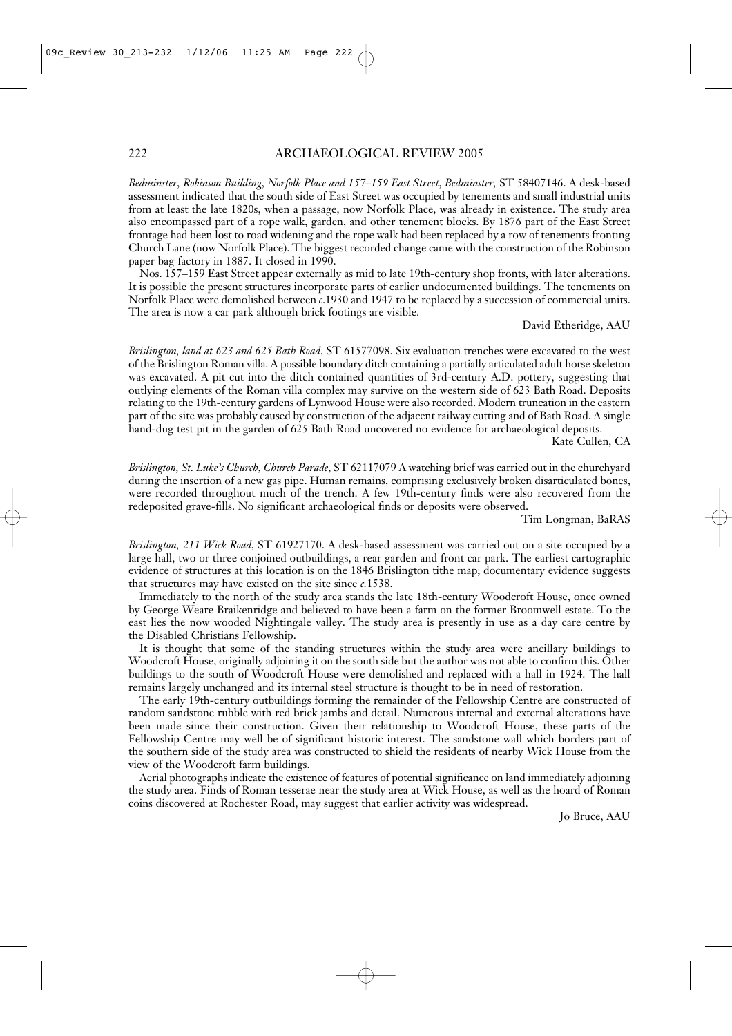*Bedminster, Robinson Building, Norfolk Place and 157–159 East Street, Bedminster*, ST 58407146. A desk-based assessment indicated that the south side of East Street was occupied by tenements and small industrial units from at least the late 1820s, when a passage, now Norfolk Place, was already in existence. The study area also encompassed part of a rope walk, garden, and other tenement blocks. By 1876 part of the East Street frontage had been lost to road widening and the rope walk had been replaced by a row of tenements fronting Church Lane (now Norfolk Place). The biggest recorded change came with the construction of the Robinson paper bag factory in 1887. It closed in 1990.

Nos. 157–159 East Street appear externally as mid to late 19th-century shop fronts, with later alterations. It is possible the present structures incorporate parts of earlier undocumented buildings. The tenements on Norfolk Place were demolished between *c*.1930 and 1947 to be replaced by a succession of commercial units. The area is now a car park although brick footings are visible.

David Etheridge, AAU

*Brislington, land at 623 and 625 Bath Road*, ST 61577098. Six evaluation trenches were excavated to the west of the Brislington Roman villa. A possible boundary ditch containing a partially articulated adult horse skeleton was excavated. A pit cut into the ditch contained quantities of 3rd-century A.D. pottery, suggesting that outlying elements of the Roman villa complex may survive on the western side of 623 Bath Road. Deposits relating to the 19th-century gardens of Lynwood House were also recorded. Modern truncation in the eastern part of the site was probably caused by construction of the adjacent railway cutting and of Bath Road. A single hand-dug test pit in the garden of 625 Bath Road uncovered no evidence for archaeological deposits.

Kate Cullen, CA

*Brislington, St. Luke's Church, Church Parade*, ST 62117079 A watching brief was carried out in the churchyard during the insertion of a new gas pipe. Human remains, comprising exclusively broken disarticulated bones, were recorded throughout much of the trench. A few 19th-century finds were also recovered from the redeposited grave-fills. No significant archaeological finds or deposits were observed.

Tim Longman, BaRAS

*Brislington, 211 Wick Road*, ST 61927170. A desk-based assessment was carried out on a site occupied by a large hall, two or three conjoined outbuildings, a rear garden and front car park. The earliest cartographic evidence of structures at this location is on the 1846 Brislington tithe map; documentary evidence suggests that structures may have existed on the site since *c*.1538.

Immediately to the north of the study area stands the late 18th-century Woodcroft House, once owned by George Weare Braikenridge and believed to have been a farm on the former Broomwell estate. To the east lies the now wooded Nightingale valley. The study area is presently in use as a day care centre by the Disabled Christians Fellowship.

It is thought that some of the standing structures within the study area were ancillary buildings to Woodcroft House, originally adjoining it on the south side but the author was not able to confirm this. Other buildings to the south of Woodcroft House were demolished and replaced with a hall in 1924. The hall remains largely unchanged and its internal steel structure is thought to be in need of restoration.

The early 19th-century outbuildings forming the remainder of the Fellowship Centre are constructed of random sandstone rubble with red brick jambs and detail. Numerous internal and external alterations have been made since their construction. Given their relationship to Woodcroft House, these parts of the Fellowship Centre may well be of significant historic interest. The sandstone wall which borders part of the southern side of the study area was constructed to shield the residents of nearby Wick House from the view of the Woodcroft farm buildings.

Aerial photographs indicate the existence of features of potential significance on land immediately adjoining the study area. Finds of Roman tesserae near the study area at Wick House, as well as the hoard of Roman coins discovered at Rochester Road, may suggest that earlier activity was widespread.

Jo Bruce, AAU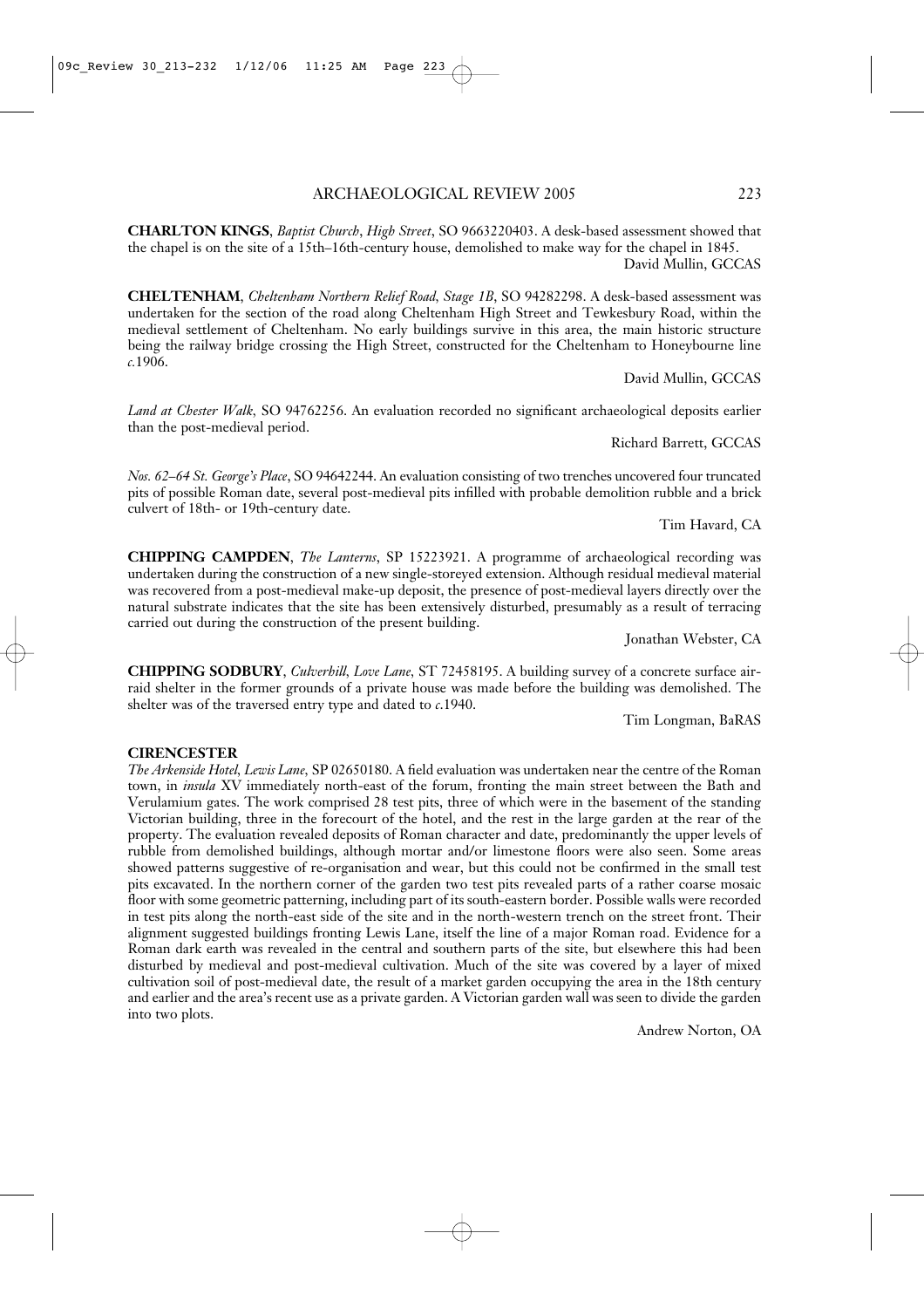**CHARLTON KINGS**, *Baptist Church*, *High Street*, SO 9663220403. A desk-based assessment showed that the chapel is on the site of a 15th–16th-century house, demolished to make way for the chapel in 1845.

David Mullin, GCCAS

**CHELTENHAM**, *Cheltenham Northern Relief Road, Stage 1B*, SO 94282298. A desk-based assessment was undertaken for the section of the road along Cheltenham High Street and Tewkesbury Road, within the medieval settlement of Cheltenham. No early buildings survive in this area, the main historic structure being the railway bridge crossing the High Street, constructed for the Cheltenham to Honeybourne line *c.*1906.

David Mullin, GCCAS

*Land at Chester Walk*, SO 94762256. An evaluation recorded no significant archaeological deposits earlier than the post-medieval period.

Richard Barrett, GCCAS

*Nos. 62–64 St. George's Place*, SO 94642244. An evaluation consisting of two trenches uncovered four truncated pits of possible Roman date, several post-medieval pits infilled with probable demolition rubble and a brick culvert of 18th- or 19th-century date.

Tim Havard, CA

**CHIPPING CAMPDEN**, *The Lanterns*, SP 15223921. A programme of archaeological recording was undertaken during the construction of a new single-storeyed extension. Although residual medieval material was recovered from a post-medieval make-up deposit, the presence of post-medieval layers directly over the natural substrate indicates that the site has been extensively disturbed, presumably as a result of terracing carried out during the construction of the present building.

Jonathan Webster, CA

**CHIPPING SODBURY**, *Culverhill*, *Love Lane*, ST 72458195. A building survey of a concrete surface air-raid shelter in the former grounds of a private house was made before the building was demolished. The shelter was of the traversed entry type and dated to *c.*1940.

Tim Longman, BaRAS

**CIRENCESTER**

*The Arkenside Hotel*, *Lewis Lane*, SP 02650180. A field evaluation was undertaken near the centre of the Roman town, in *insula* XV immediately north-east of the forum, fronting the main street between the Bath and Verulamium gates. The work comprised 28 test pits, three of which were in the basement of the standing Victorian building, three in the forecourt of the hotel, and the rest in the large garden at the rear of the property. The evaluation revealed deposits of Roman character and date, predominantly the upper levels of rubble from demolished buildings, although mortar and/or limestone floors were also seen. Some areas showed patterns suggestive of re-organisation and wear, but this could not be confirmed in the small test pits excavated. In the northern corner of the garden two test pits revealed parts of a rather coarse mosaic floor with some geometric patterning, including part of its south-eastern border. Possible walls were recorded in test pits along the north-east side of the site and in the north-western trench on the street front. Their alignment suggested buildings fronting Lewis Lane, itself the line of a major Roman road. Evidence for a Roman dark earth was revealed in the central and southern parts of the site, but elsewhere this had been disturbed by medieval and post-medieval cultivation. Much of the site was covered by a layer of mixed cultivation soil of post-medieval date, the result of a market garden occupying the area in the 18th century and earlier and the area's recent use as a private garden. A Victorian garden wall was seen to divide the garden into two plots.

Andrew Norton, OA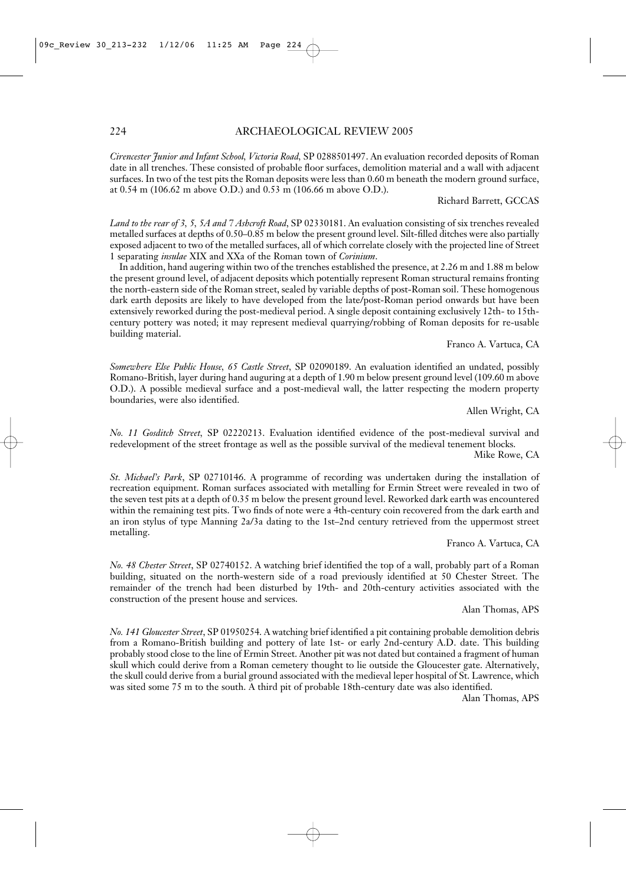*Cirencester Junior and Infant School, Victoria Road*, SP 0288501497. An evaluation recorded deposits of Roman date in all trenches. These consisted of probable floor surfaces, demolition material and a wall with adjacent surfaces. In two of the test pits the Roman deposits were less than 0.60 m beneath the modern ground surface, at 0.54 m (106.62 m above O.D.) and 0.53 m (106.66 m above O.D.).

Richard Barrett, GCCAS

*Land to the rear of 3, 5, 5A and 7 Ashcroft Road*, SP 02330181. An evaluation consisting of six trenches revealed metalled surfaces at depths of 0.50–0.85 m below the present ground level. Silt-filled ditches were also partially exposed adjacent to two of the metalled surfaces, all of which correlate closely with the projected line of Street 1 separating *insulae* XIX and XXa of the Roman town of *Corinium*.

In addition, hand augering within two of the trenches established the presence, at 2.26 m and 1.88 m below the present ground level, of adjacent deposits which potentially represent Roman structural remains fronting the north-eastern side of the Roman street, sealed by variable depths of post-Roman soil. These homogenous dark earth deposits are likely to have developed from the late/post-Roman period onwards but have been extensively reworked during the post-medieval period. A single deposit containing exclusively 12th- to 15th-century pottery was noted; it may represent medieval quarrying/robbing of Roman deposits for re-usable building material.

Franco A. Vartuca, CA

*Somewhere Else Public House, 65 Castle Street*, SP 02090189. An evaluation identified an undated, possibly Romano-British, layer during hand auguring at a depth of 1.90 m below present ground level (109.60 m above O.D.). A possible medieval surface and a post-medieval wall, the latter respecting the modern property boundaries, were also identified.

Allen Wright, CA

*No. 11 Gosditch Street*, SP 02220213. Evaluation identified evidence of the post-medieval survival and redevelopment of the street frontage as well as the possible survival of the medieval tenement blocks.

Mike Rowe, CA

*St. Michael's Park*, SP 02710146. A programme of recording was undertaken during the installation of recreation equipment. Roman surfaces associated with metalling for Ermin Street were revealed in two of the seven test pits at a depth of 0.35 m below the present ground level. Reworked dark earth was encountered within the remaining test pits. Two finds of note were a 4th-century coin recovered from the dark earth and an iron stylus of type Manning 2a/3a dating to the 1st–2nd century retrieved from the uppermost street metalling.

Franco A. Vartuca, CA

*No. 48 Chester Street*, SP 02740152. A watching brief identified the top of a wall, probably part of a Roman building, situated on the north-western side of a road previously identified at 50 Chester Street. The remainder of the trench had been disturbed by 19th- and 20th-century activities associated with the construction of the present house and services.

Alan Thomas, APS

*No. 141 Gloucester Street*, SP 01950254. A watching brief identified a pit containing probable demolition debris from a Romano-British building and pottery of late 1st- or early 2nd-century A.D. date. This building probably stood close to the line of Ermin Street. Another pit was not dated but contained a fragment of human skull which could derive from a Roman cemetery thought to lie outside the Gloucester gate. Alternatively, the skull could derive from a burial ground associated with the medieval leper hospital of St. Lawrence, which was sited some 75 m to the south. A third pit of probable 18th-century date was also identified.

Alan Thomas, APS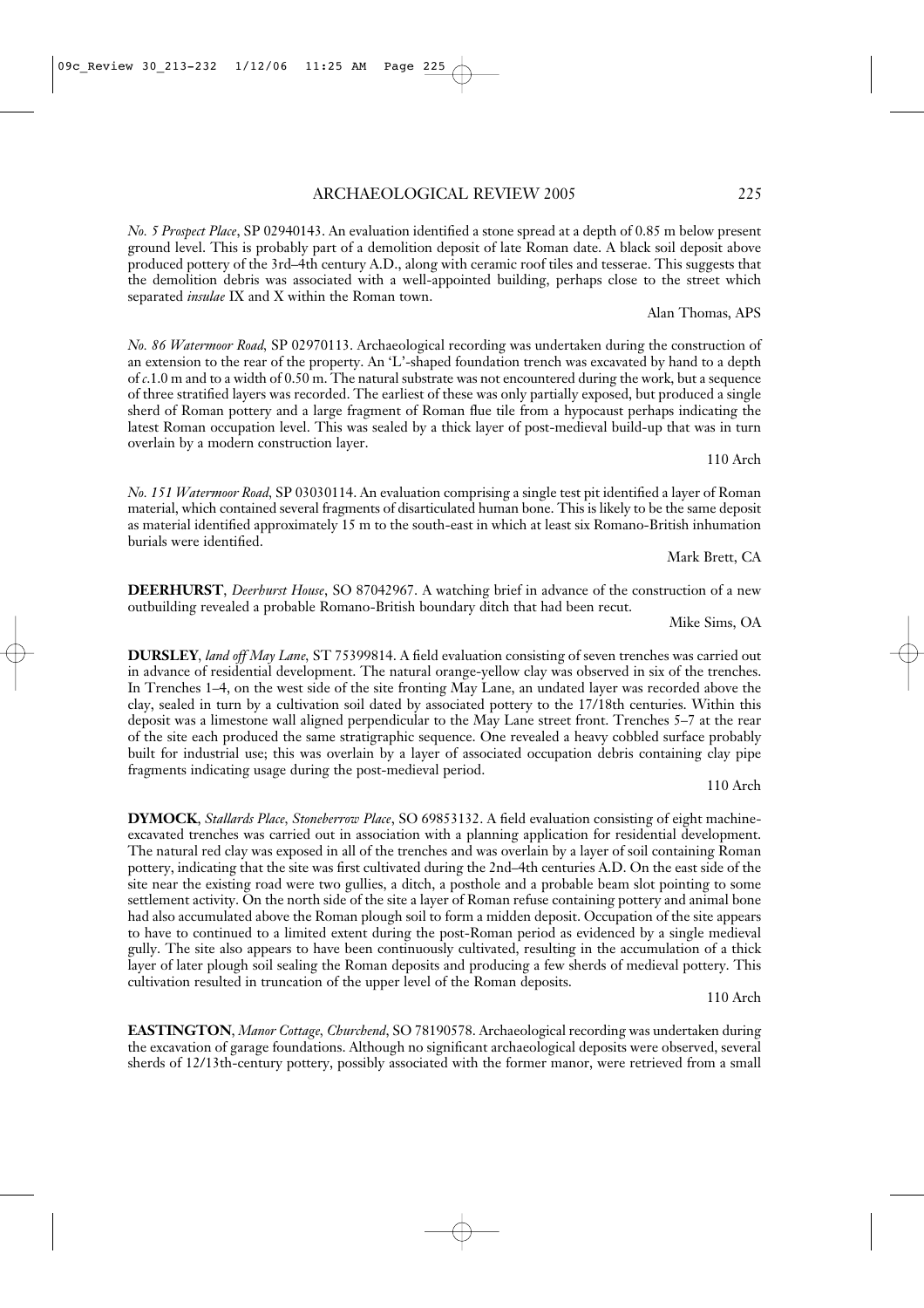*No. 5 Prospect Place*, SP 02940143. An evaluation identified a stone spread at a depth of 0.85 m below present ground level. This is probably part of a demolition deposit of late Roman date. A black soil deposit above produced pottery of the 3rd–4th century A.D., along with ceramic roof tiles and tesserae. This suggests that the demolition debris was associated with a well-appointed building, perhaps close to the street which separated *insulae* IX and X within the Roman town.

Alan Thomas, APS

*No. 86 Watermoor Road*, SP 02970113. Archaeological recording was undertaken during the construction of an extension to the rear of the property. An 'L'-shaped foundation trench was excavated by hand to a depth of *c*.1.0 m and to a width of 0.50 m. The natural substrate was not encountered during the work, but a sequence of three stratified layers was recorded. The earliest of these was only partially exposed, but produced a single sherd of Roman pottery and a large fragment of Roman flue tile from a hypocaust perhaps indicating the latest Roman occupation level. This was sealed by a thick layer of post-medieval build-up that was in turn overlain by a modern construction layer.

110 Arch

*No. 151 Watermoor Road*, SP 03030114. An evaluation comprising a single test pit identified a layer of Roman material, which contained several fragments of disarticulated human bone. This is likely to be the same deposit as material identified approximately 15 m to the south-east in which at least six Romano-British inhumation burials were identified.

Mark Brett, CA

**DEERHURST**, *Deerhurst House*, SO 87042967. A watching brief in advance of the construction of a new outbuilding revealed a probable Romano-British boundary ditch that had been recut.

Mike Sims, OA

**DURSLEY**, *land off May Lane*, ST 75399814. A field evaluation consisting of seven trenches was carried out in advance of residential development. The natural orange-yellow clay was observed in six of the trenches. In Trenches 1–4, on the west side of the site fronting May Lane, an undated layer was recorded above the clay, sealed in turn by a cultivation soil dated by associated pottery to the 17/18th centuries. Within this deposit was a limestone wall aligned perpendicular to the May Lane street front. Trenches 5–7 at the rear of the site each produced the same stratigraphic sequence. One revealed a heavy cobbled surface probably built for industrial use; this was overlain by a layer of associated occupation debris containing clay pipe fragments indicating usage during the post-medieval period.

110 Arch

**DYMOCK**, *Stallards Place, Stoneberrow Place*, SO 69853132. A field evaluation consisting of eight machine-excavated trenches was carried out in association with a planning application for residential development. The natural red clay was exposed in all of the trenches and was overlain by a layer of soil containing Roman pottery, indicating that the site was first cultivated during the 2nd–4th centuries A.D. On the east side of the site near the existing road were two gullies, a ditch, a posthole and a probable beam slot pointing to some settlement activity. On the north side of the site a layer of Roman refuse containing pottery and animal bone had also accumulated above the Roman plough soil to form a midden deposit. Occupation of the site appears to have to continued to a limited extent during the post-Roman period as evidenced by a single medieval gully. The site also appears to have been continuously cultivated, resulting in the accumulation of a thick layer of later plough soil sealing the Roman deposits and producing a few sherds of medieval pottery. This cultivation resulted in truncation of the upper level of the Roman deposits.

110 Arch

**EASTINGTON**, *Manor Cottage, Churchend*, SO 78190578. Archaeological recording was undertaken during the excavation of garage foundations. Although no significant archaeological deposits were observed, several sherds of 12/13th-century pottery, possibly associated with the former manor, were retrieved from a small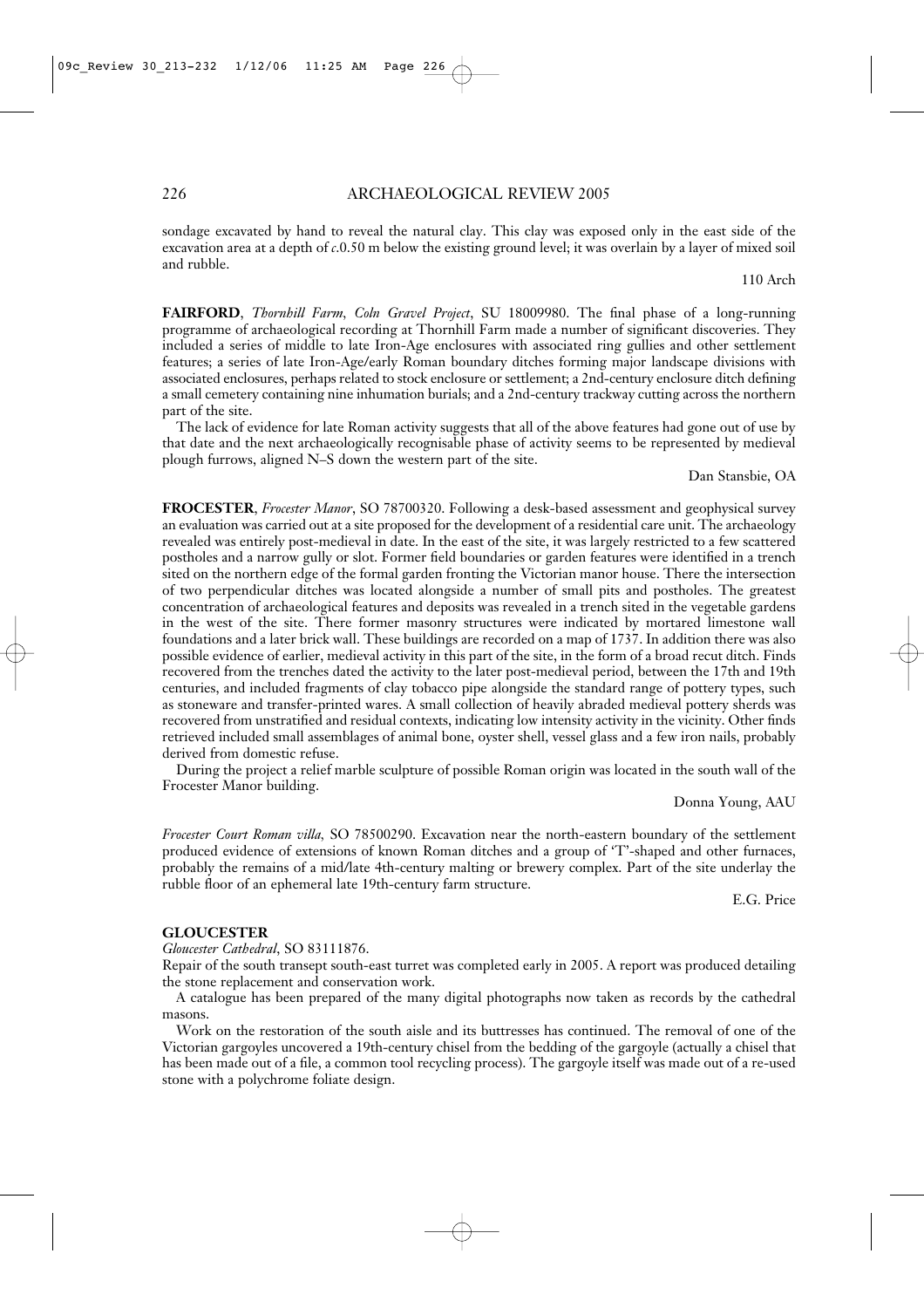sondage excavated by hand to reveal the natural clay. This clay was exposed only in the east side of the excavation area at a depth of *c*.0.50 m below the existing ground level; it was overlain by a layer of mixed soil and rubble.

110 Arch

**FAIRFORD**, *Thornhill Farm, Coln Gravel Project*, SU 18009980. The final phase of a long-running programme of archaeological recording at Thornhill Farm made a number of significant discoveries. They included a series of middle to late Iron-Age enclosures with associated ring gullies and other settlement features; a series of late Iron-Age/early Roman boundary ditches forming major landscape divisions with associated enclosures, perhaps related to stock enclosure or settlement; a 2nd-century enclosure ditch defining a small cemetery containing nine inhumation burials; and a 2nd-century trackway cutting across the northern part of the site.

The lack of evidence for late Roman activity suggests that all of the above features had gone out of use by that date and the next archaeologically recognisable phase of activity seems to be represented by medieval plough furrows, aligned N–S down the western part of the site.

Dan Stansbie, OA

**FROCESTER**, *Frocester Manor*, SO 78700320. Following a desk-based assessment and geophysical survey an evaluation was carried out at a site proposed for the development of a residential care unit. The archaeology revealed was entirely post-medieval in date. In the east of the site, it was largely restricted to a few scattered postholes and a narrow gully or slot. Former field boundaries or garden features were identified in a trench sited on the northern edge of the formal garden fronting the Victorian manor house. There the intersection of two perpendicular ditches was located alongside a number of small pits and postholes. The greatest concentration of archaeological features and deposits was revealed in a trench sited in the vegetable gardens in the west of the site. There former masonry structures were indicated by mortared limestone wall foundations and a later brick wall. These buildings are recorded on a map of 1737. In addition there was also possible evidence of earlier, medieval activity in this part of the site, in the form of a broad recut ditch. Finds recovered from the trenches dated the activity to the later post-medieval period, between the 17th and 19th centuries, and included fragments of clay tobacco pipe alongside the standard range of pottery types, such as stoneware and transfer-printed wares. A small collection of heavily abraded medieval pottery sherds was recovered from unstratified and residual contexts, indicating low intensity activity in the vicinity. Other finds retrieved included small assemblages of animal bone, oyster shell, vessel glass and a few iron nails, probably derived from domestic refuse.

During the project a relief marble sculpture of possible Roman origin was located in the south wall of the Frocester Manor building.

Donna Young, AAU

*Frocester Court Roman villa*, SO 78500290. Excavation near the north-eastern boundary of the settlement produced evidence of extensions of known Roman ditches and a group of 'T'-shaped and other furnaces, probably the remains of a mid/late 4th-century malting or brewery complex. Part of the site underlay the rubble floor of an ephemeral late 19th-century farm structure.

E.G. Price

**GLOUCESTER**

*Gloucester Cathedral*, SO 83111876.

Repair of the south transept south-east turret was completed early in 2005. A report was produced detailing the stone replacement and conservation work.

A catalogue has been prepared of the many digital photographs now taken as records by the cathedral masons.

Work on the restoration of the south aisle and its buttresses has continued. The removal of one of the Victorian gargoyles uncovered a 19th-century chisel from the bedding of the gargoyle (actually a chisel that has been made out of a file, a common tool recycling process). The gargoyle itself was made out of a re-used stone with a polychrome foliate design.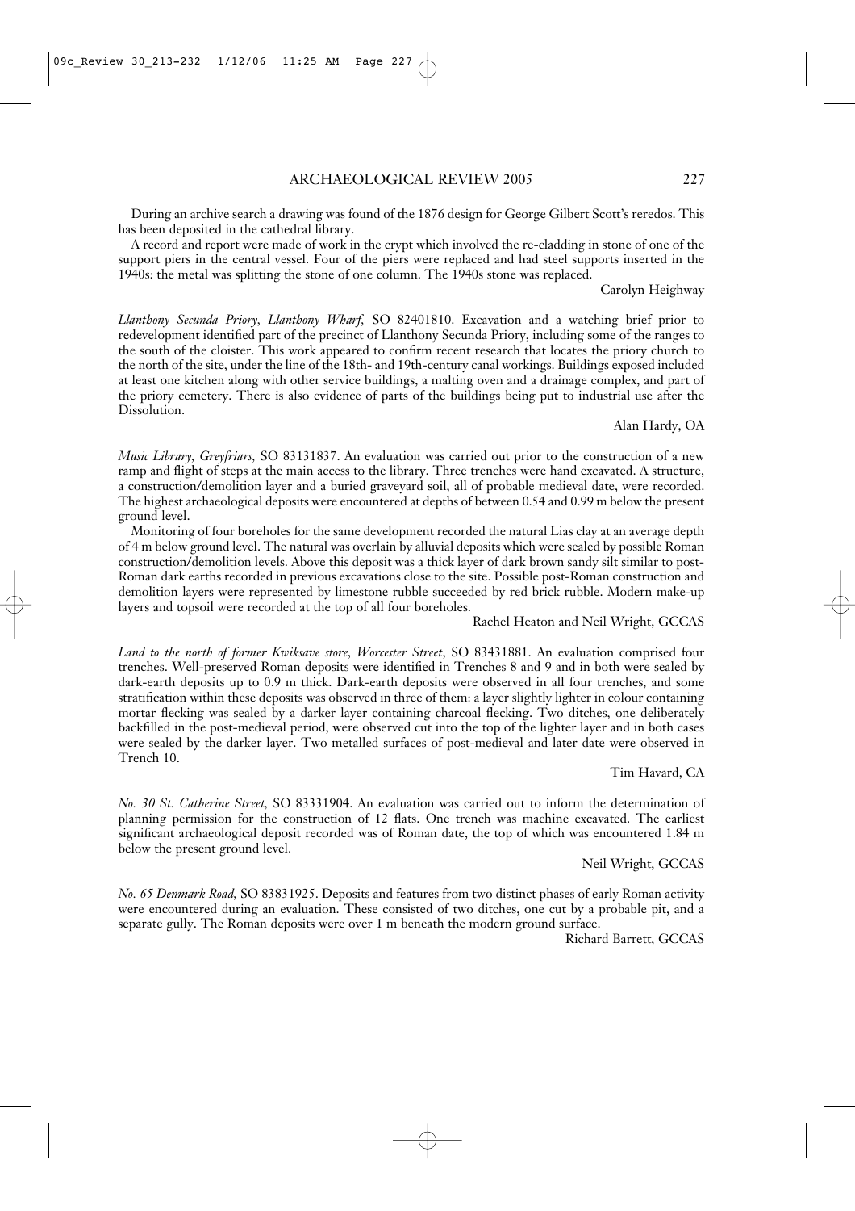During an archive search a drawing was found of the 1876 design for George Gilbert Scott's reredos. This has been deposited in the cathedral library.

A record and report were made of work in the crypt which involved the re-cladding in stone of one of the support piers in the central vessel. Four of the piers were replaced and had steel supports inserted in the 1940s: the metal was splitting the stone of one column. The 1940s stone was replaced.

Carolyn Heighway

*Llanthony Secunda Priory, Llanthony Wharf*, SO 82401810. Excavation and a watching brief prior to redevelopment identified part of the precinct of Llanthony Secunda Priory, including some of the ranges to the south of the cloister. This work appeared to confirm recent research that locates the priory church to the north of the site, under the line of the 18th- and 19th-century canal workings. Buildings exposed included at least one kitchen along with other service buildings, a malting oven and a drainage complex, and part of the priory cemetery. There is also evidence of parts of the buildings being put to industrial use after the Dissolution.

Alan Hardy, OA

*Music Library, Greyfriars*, SO 83131837. An evaluation was carried out prior to the construction of a new ramp and flight of steps at the main access to the library. Three trenches were hand excavated. A structure, a construction/demolition layer and a buried graveyard soil, all of probable medieval date, were recorded. The highest archaeological deposits were encountered at depths of between 0.54 and 0.99 m below the present ground level.

Monitoring of four boreholes for the same development recorded the natural Lias clay at an average depth of 4 m below ground level. The natural was overlain by alluvial deposits which were sealed by possible Roman construction/demolition levels. Above this deposit was a thick layer of dark brown sandy silt similar to post-Roman dark earths recorded in previous excavations close to the site. Possible post-Roman construction and demolition layers were represented by limestone rubble succeeded by red brick rubble. Modern make-up layers and topsoil were recorded at the top of all four boreholes.

Rachel Heaton and Neil Wright, GCCAS

*Land to the north of former Kwiksave store, Worcester Street*, SO 83431881. An evaluation comprised four trenches. Well-preserved Roman deposits were identified in Trenches 8 and 9 and in both were sealed by dark-earth deposits up to 0.9 m thick. Dark-earth deposits were observed in all four trenches, and some stratification within these deposits was observed in three of them: a layer slightly lighter in colour containing mortar flecking was sealed by a darker layer containing charcoal flecking. Two ditches, one deliberately backfilled in the post-medieval period, were observed cut into the top of the lighter layer and in both cases were sealed by the darker layer. Two metalled surfaces of post-medieval and later date were observed in Trench 10.

Tim Havard, CA

*No. 30 St. Catherine Street*, SO 83331904. An evaluation was carried out to inform the determination of planning permission for the construction of 12 flats. One trench was machine excavated. The earliest significant archaeological deposit recorded was of Roman date, the top of which was encountered 1.84 m below the present ground level.

Neil Wright, GCCAS

*No. 65 Denmark Road*, SO 83831925. Deposits and features from two distinct phases of early Roman activity were encountered during an evaluation. These consisted of two ditches, one cut by a probable pit, and a separate gully. The Roman deposits were over 1 m beneath the modern ground surface.

Richard Barrett, GCCAS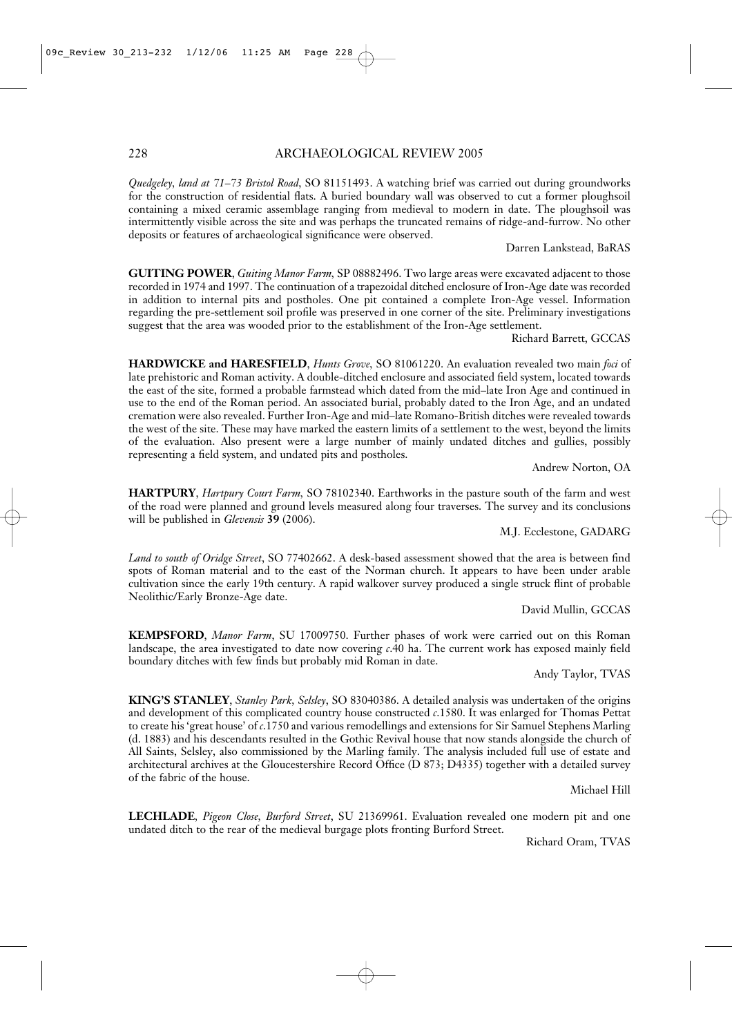*Quedgeley, land at 71–73 Bristol Road*, SO 81151493. A watching brief was carried out during groundworks for the construction of residential flats. A buried boundary wall was observed to cut a former ploughsoil containing a mixed ceramic assemblage ranging from medieval to modern in date. The ploughsoil was intermittently visible across the site and was perhaps the truncated remains of ridge-and-furrow. No other deposits or features of archaeological significance were observed.

Darren Lankstead, BaRAS

**GUITING POWER**, *Guiting Manor Farm*, SP 08882496. Two large areas were excavated adjacent to those recorded in 1974 and 1997. The continuation of a trapezoidal ditched enclosure of Iron-Age date was recorded in addition to internal pits and postholes. One pit contained a complete Iron-Age vessel. Information regarding the pre-settlement soil profile was preserved in one corner of the site. Preliminary investigations suggest that the area was wooded prior to the establishment of the Iron-Age settlement.

Richard Barrett, GCCAS

**HARDWICKE and HARESFIELD**, *Hunts Grove*, SO 81061220. An evaluation revealed two main *foci* of late prehistoric and Roman activity. A double-ditched enclosure and associated field system, located towards the east of the site, formed a probable farmstead which dated from the mid–late Iron Age and continued in use to the end of the Roman period. An associated burial, probably dated to the Iron Age, and an undated cremation were also revealed. Further Iron-Age and mid–late Romano-British ditches were revealed towards the west of the site. These may have marked the eastern limits of a settlement to the west, beyond the limits of the evaluation. Also present were a large number of mainly undated ditches and gullies, possibly representing a field system, and undated pits and postholes.

Andrew Norton, OA

**HARTPURY**, *Hartpury Court Farm*, SO 78102340. Earthworks in the pasture south of the farm and west of the road were planned and ground levels measured along four traverses. The survey and its conclusions will be published in *Glevensis* **39** (2006).

M.J. Ecclestone, GADARG

*Land to south of Oridge Street*, SO 77402662. A desk-based assessment showed that the area is between find spots of Roman material and to the east of the Norman church. It appears to have been under arable cultivation since the early 19th century. A rapid walkover survey produced a single struck flint of probable Neolithic/Early Bronze-Age date.

David Mullin, GCCAS

**KEMPSFORD**, *Manor Farm*, SU 17009750. Further phases of work were carried out on this Roman landscape, the area investigated to date now covering *c*.40 ha. The current work has exposed mainly field boundary ditches with few finds but probably mid Roman in date.

Andy Taylor, TVAS

**KING'S STANLEY**, *Stanley Park, Selsley*, SO 83040386. A detailed analysis was undertaken of the origins and development of this complicated country house constructed *c*.1580. It was enlarged for Thomas Pettat to create his 'great house' of *c*.1750 and various remodellings and extensions for Sir Samuel Stephens Marling (d. 1883) and his descendants resulted in the Gothic Revival house that now stands alongside the church of All Saints, Selsley, also commissioned by the Marling family. The analysis included full use of estate and architectural archives at the Gloucestershire Record Office (D 873; D4335) together with a detailed survey of the fabric of the house.

Michael Hill

**LECHLADE**, *Pigeon Close, Burford Street*, SU 21369961. Evaluation revealed one modern pit and one undated ditch to the rear of the medieval burgage plots fronting Burford Street.

Richard Oram, TVAS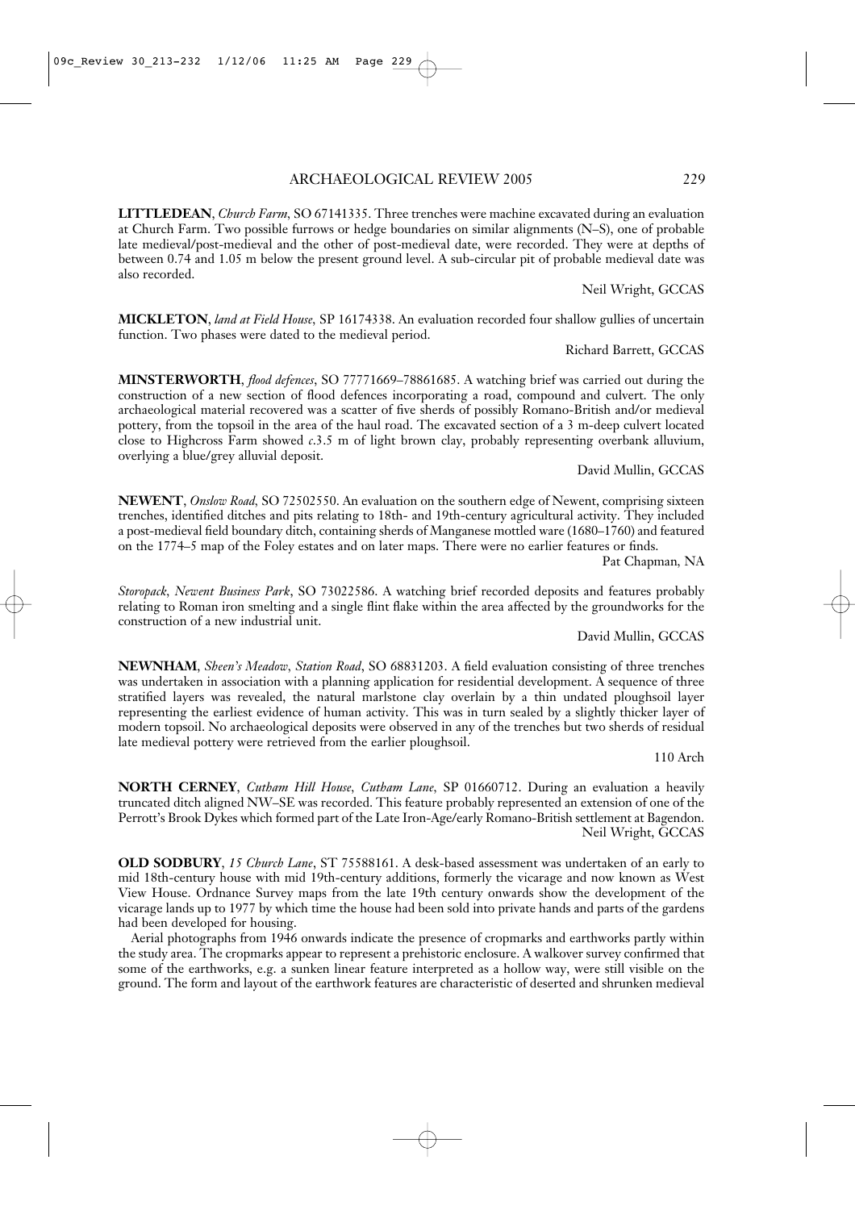**LITTLEDEAN**, *Church Farm*, SO 67141335. Three trenches were machine excavated during an evaluation at Church Farm. Two possible furrows or hedge boundaries on similar alignments (N–S), one of probable late medieval/post-medieval and the other of post-medieval date, were recorded. They were at depths of between 0.74 and 1.05 m below the present ground level. A sub-circular pit of probable medieval date was also recorded.

Neil Wright, GCCAS

**MICKLETON**, *land at Field House*, SP 16174338. An evaluation recorded four shallow gullies of uncertain function. Two phases were dated to the medieval period.

Richard Barrett, GCCAS

**MINSTERWORTH**, *flood defences*, SO 77771669–78861685. A watching brief was carried out during the construction of a new section of flood defences incorporating a road, compound and culvert. The only archaeological material recovered was a scatter of five sherds of possibly Romano-British and/or medieval pottery, from the topsoil in the area of the haul road. The excavated section of a 3 m-deep culvert located close to Highcross Farm showed *c*.3.5 m of light brown clay, probably representing overbank alluvium, overlying a blue/grey alluvial deposit.

David Mullin, GCCAS

**NEWENT**, *Onslow Road*, SO 72502550. An evaluation on the southern edge of Newent, comprising sixteen trenches, identified ditches and pits relating to 18th- and 19th-century agricultural activity. They included a post-medieval field boundary ditch, containing sherds of Manganese mottled ware (1680–1760) and featured on the 1774–5 map of the Foley estates and on later maps. There were no earlier features or finds.

Pat Chapman, NA

*Storopack, Newent Business Park*, SO 73022586. A watching brief recorded deposits and features probably relating to Roman iron smelting and a single flint flake within the area affected by the groundworks for the construction of a new industrial unit.

David Mullin, GCCAS

**NEWNHAM**, *Sheen's Meadow, Station Road*, SO 68831203. A field evaluation consisting of three trenches was undertaken in association with a planning application for residential development. A sequence of three stratified layers was revealed, the natural marlstone clay overlain by a thin undated ploughsoil layer representing the earliest evidence of human activity. This was in turn sealed by a slightly thicker layer of modern topsoil. No archaeological deposits were observed in any of the trenches but two sherds of residual late medieval pottery were retrieved from the earlier ploughsoil.

110 Arch

**NORTH CERNEY**, *Cutham Hill House, Cutham Lane*, SP 01660712. During an evaluation a heavily truncated ditch aligned NW–SE was recorded. This feature probably represented an extension of one of the Perrott's Brook Dykes which formed part of the Late Iron-Age/early Romano-British settlement at Bagendon.

Neil Wright, GCCAS

**OLD SODBURY**, *15 Church Lane*, ST 75588161. A desk-based assessment was undertaken of an early to mid 18th-century house with mid 19th-century additions, formerly the vicarage and now known as West View House. Ordnance Survey maps from the late 19th century onwards show the development of the vicarage lands up to 1977 by which time the house had been sold into private hands and parts of the gardens had been developed for housing.

Aerial photographs from 1946 onwards indicate the presence of cropmarks and earthworks partly within the study area. The cropmarks appear to represent a prehistoric enclosure. A walkover survey confirmed that some of the earthworks, e.g. a sunken linear feature interpreted as a hollow way, were still visible on the ground. The form and layout of the earthwork features are characteristic of deserted and shrunken medieval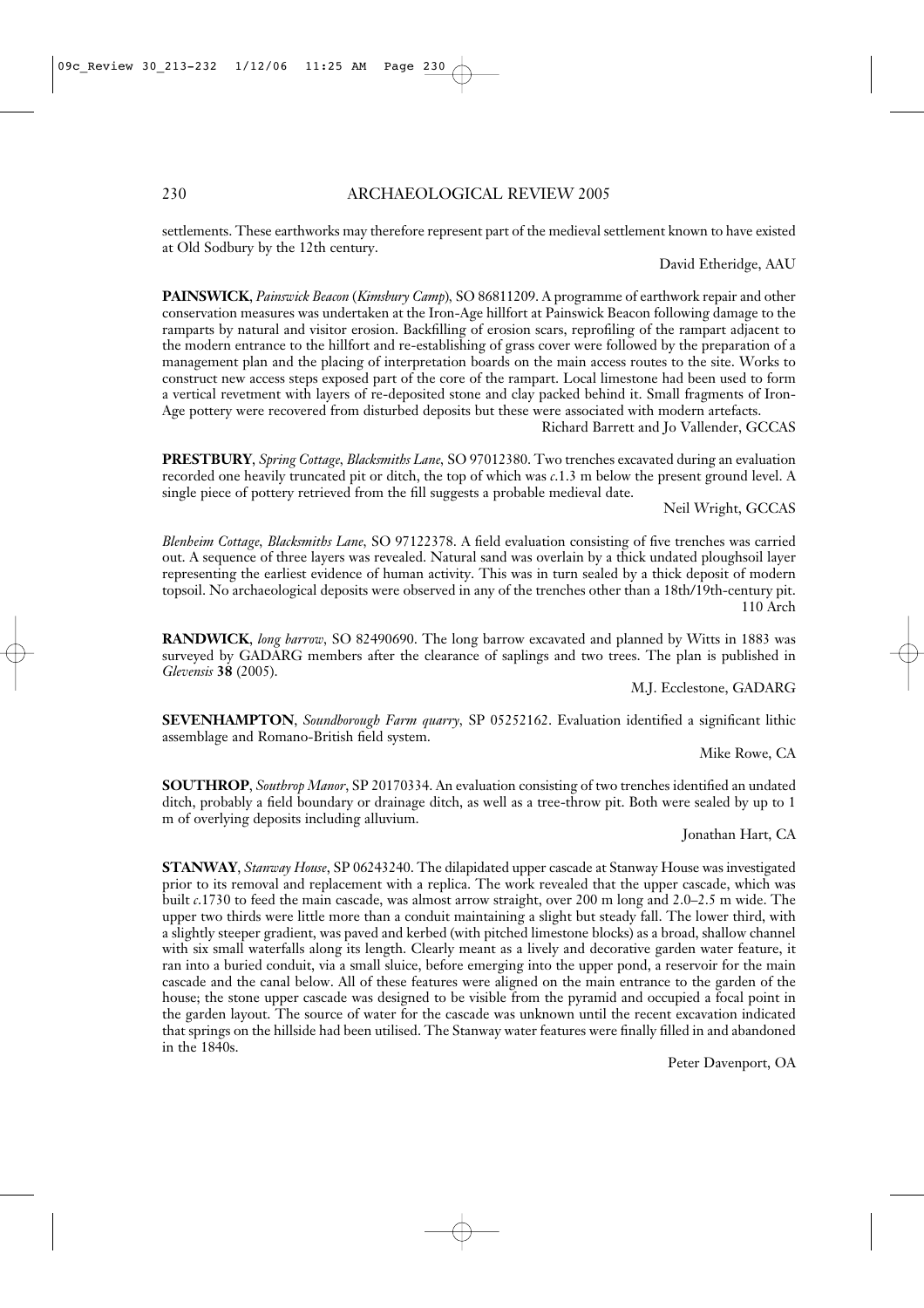settlements. These earthworks may therefore represent part of the medieval settlement known to have existed at Old Sodbury by the 12th century.

David Etheridge, AAU

**PAINSWICK**, *Painswick Beacon* (*Kimsbury Camp*), SO 86811209. A programme of earthwork repair and other conservation measures was undertaken at the Iron-Age hillfort at Painswick Beacon following damage to the ramparts by natural and visitor erosion. Backfilling of erosion scars, reprofiling of the rampart adjacent to the modern entrance to the hillfort and re-establishing of grass cover were followed by the preparation of a management plan and the placing of interpretation boards on the main access routes to the site. Works to construct new access steps exposed part of the core of the rampart. Local limestone had been used to form a vertical revetment with layers of re-deposited stone and clay packed behind it. Small fragments of Iron-Age pottery were recovered from disturbed deposits but these were associated with modern artefacts.

Richard Barrett and Jo Vallender, GCCAS

**PRESTBURY**, *Spring Cottage*, *Blacksmiths Lane*, SO 97012380. Two trenches excavated during an evaluation recorded one heavily truncated pit or ditch, the top of which was *c*.1.3 m below the present ground level. A single piece of pottery retrieved from the fill suggests a probable medieval date.

Neil Wright, GCCAS

*Blenheim Cottage*, *Blacksmiths Lane*, SO 97122378. A field evaluation consisting of five trenches was carried out. A sequence of three layers was revealed. Natural sand was overlain by a thick undated ploughsoil layer representing the earliest evidence of human activity. This was in turn sealed by a thick deposit of modern topsoil. No archaeological deposits were observed in any of the trenches other than a 18th/19th-century pit.

110 Arch

**RANDWICK**, *long barrow*, SO 82490690. The long barrow excavated and planned by Witts in 1883 was surveyed by GADARG members after the clearance of saplings and two trees. The plan is published in *Glevensis* **38** (2005).

M.J. Ecclestone, GADARG

**SEVENHAMPTON**, *Soundborough Farm quarry*, SP 05252162. Evaluation identified a significant lithic assemblage and Romano-British field system.

Mike Rowe, CA

**SOUTHROP**, *Southrop Manor*, SP 20170334. An evaluation consisting of two trenches identified an undated ditch, probably a field boundary or drainage ditch, as well as a tree-throw pit. Both were sealed by up to 1 m of overlying deposits including alluvium.

Jonathan Hart, CA

**STANWAY**, *Stanway House*, SP 06243240. The dilapidated upper cascade at Stanway House was investigated prior to its removal and replacement with a replica. The work revealed that the upper cascade, which was built *c*.1730 to feed the main cascade, was almost arrow straight, over 200 m long and 2.0–2.5 m wide. The upper two thirds were little more than a conduit maintaining a slight but steady fall. The lower third, with a slightly steeper gradient, was paved and kerbed (with pitched limestone blocks) as a broad, shallow channel with six small waterfalls along its length. Clearly meant as a lively and decorative garden water feature, it ran into a buried conduit, via a small sluice, before emerging into the upper pond, a reservoir for the main cascade and the canal below. All of these features were aligned on the main entrance to the garden of the house; the stone upper cascade was designed to be visible from the pyramid and occupied a focal point in the garden layout. The source of water for the cascade was unknown until the recent excavation indicated that springs on the hillside had been utilised. The Stanway water features were finally filled in and abandoned in the 1840s.

Peter Davenport, OA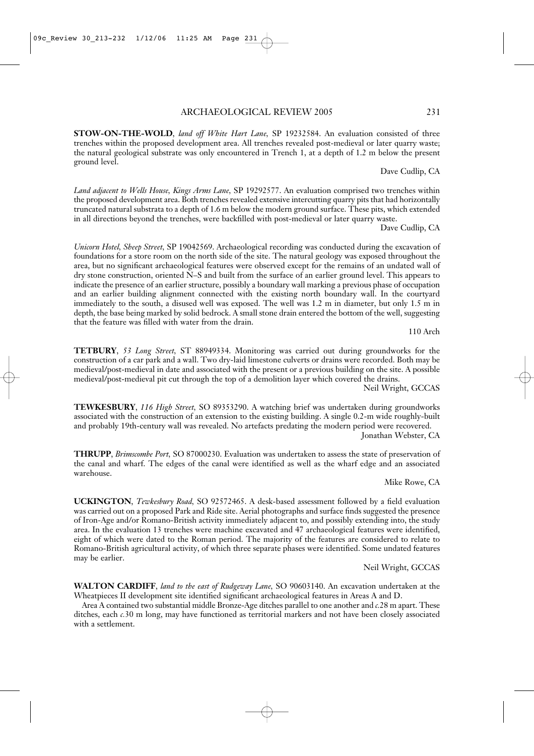**STOW-ON-THE-WOLD**, *land off White Hart Lane*, SP 19232584. An evaluation consisted of three trenches within the proposed development area. All trenches revealed post-medieval or later quarry waste; the natural geological substrate was only encountered in Trench 1, at a depth of 1.2 m below the present ground level.

Dave Cudlip, CA

*Land adjacent to Wells House, Kings Arms Lane*, SP 19292577. An evaluation comprised two trenches within the proposed development area. Both trenches revealed extensive intercutting quarry pits that had horizontally truncated natural substrata to a depth of 1.6 m below the modern ground surface. These pits, which extended in all directions beyond the trenches, were backfilled with post-medieval or later quarry waste.

Dave Cudlip, CA

*Unicorn Hotel, Sheep Street*, SP 19042569. Archaeological recording was conducted during the excavation of foundations for a store room on the north side of the site. The natural geology was exposed throughout the area, but no significant archaeological features were observed except for the remains of an undated wall of dry stone construction, oriented N–S and built from the surface of an earlier ground level. This appears to indicate the presence of an earlier structure, possibly a boundary wall marking a previous phase of occupation and an earlier building alignment connected with the existing north boundary wall. In the courtyard immediately to the south, a disused well was exposed. The well was 1.2 m in diameter, but only 1.5 m in depth, the base being marked by solid bedrock. A small stone drain entered the bottom of the well, suggesting that the feature was filled with water from the drain.

110 Arch

**TETBURY**, *53 Long Street*, ST 88949334. Monitoring was carried out during groundworks for the construction of a car park and a wall. Two dry-laid limestone culverts or drains were recorded. Both may be medieval/post-medieval in date and associated with the present or a previous building on the site. A possible medieval/post-medieval pit cut through the top of a demolition layer which covered the drains.

Neil Wright, GCCAS

**TEWKESBURY**, *116 High Street*, SO 89353290. A watching brief was undertaken during groundworks associated with the construction of an extension to the existing building. A single 0.2-m wide roughly-built and probably 19th-century wall was revealed. No artefacts predating the modern period were recovered.

Jonathan Webster, CA

**THRUPP**, *Brimscombe Port*, SO 87000230. Evaluation was undertaken to assess the state of preservation of the canal and wharf. The edges of the canal were identified as well as the wharf edge and an associated warehouse.

Mike Rowe, CA

**UCKINGTON**, *Tewkesbury Road*, SO 92572465. A desk-based assessment followed by a field evaluation was carried out on a proposed Park and Ride site. Aerial photographs and surface finds suggested the presence of Iron-Age and/or Romano-British activity immediately adjacent to, and possibly extending into, the study area. In the evaluation 13 trenches were machine excavated and 47 archaeological features were identified, eight of which were dated to the Roman period. The majority of the features are considered to relate to Romano-British agricultural activity, of which three separate phases were identified. Some undated features may be earlier.

Neil Wright, GCCAS

**WALTON CARDIFF**, *land to the east of Rudgeway Lane*, SO 90603140. An excavation undertaken at the Wheatpieces II development site identified significant archaeological features in Areas A and D.

Area A contained two substantial middle Bronze-Age ditches parallel to one another and *c.*28 m apart. These ditches, each *c.*30 m long, may have functioned as territorial markers and not have been closely associated with a settlement.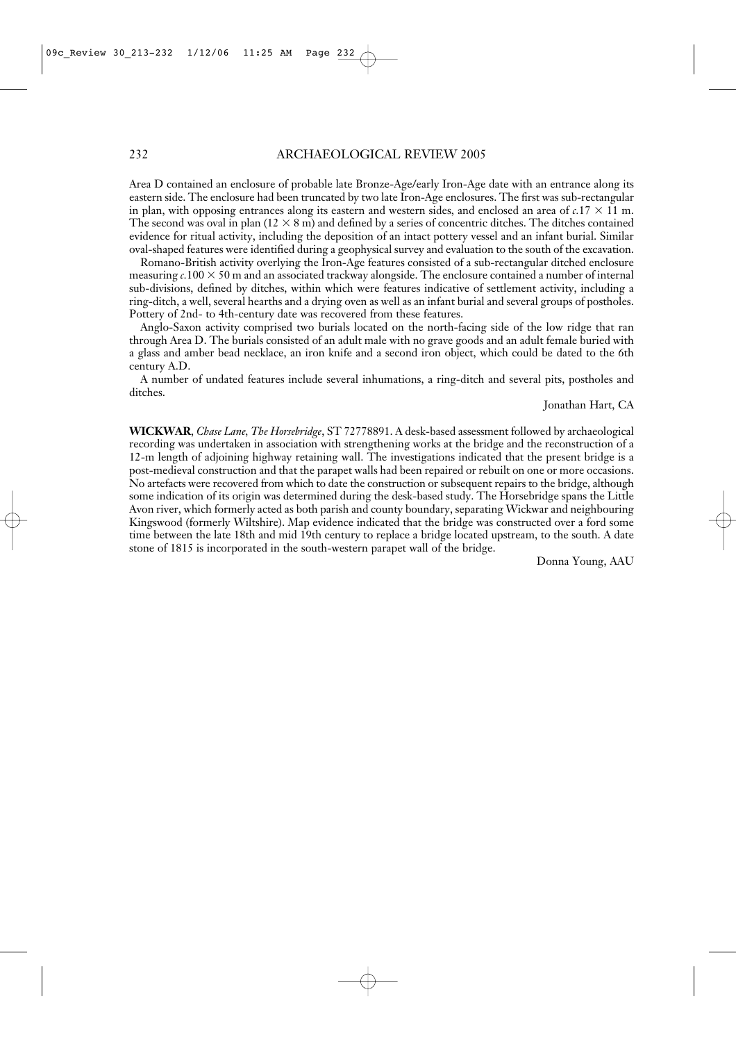Area D contained an enclosure of probable late Bronze-Age/early Iron-Age date with an entrance along its eastern side. The enclosure had been truncated by two late Iron-Age enclosures. The first was sub-rectangular in plan, with opposing entrances along its eastern and western sides, and enclosed an area of *c.*17 × 11 m. The second was oval in plan (12 × 8 m) and defined by a series of concentric ditches. The ditches contained evidence for ritual activity, including the deposition of an intact pottery vessel and an infant burial. Similar oval-shaped features were identified during a geophysical survey and evaluation to the south of the excavation.

Romano-British activity overlying the Iron-Age features consisted of a sub-rectangular ditched enclosure measuring *c.*100 × 50 m and an associated trackway alongside. The enclosure contained a number of internal sub-divisions, defined by ditches, within which were features indicative of settlement activity, including a ring-ditch, a well, several hearths and a drying oven as well as an infant burial and several groups of postholes. Pottery of 2nd- to 4th-century date was recovered from these features.

Anglo-Saxon activity comprised two burials located on the north-facing side of the low ridge that ran through Area D. The burials consisted of an adult male with no grave goods and an adult female buried with a glass and amber bead necklace, an iron knife and a second iron object, which could be dated to the 6th century A.D.

A number of undated features include several inhumations, a ring-ditch and several pits, postholes and ditches.

Jonathan Hart, CA

**WICKWAR**, *Chase Lane, The Horsebridge*, ST 72778891. A desk-based assessment followed by archaeological recording was undertaken in association with strengthening works at the bridge and the reconstruction of a 12-m length of adjoining highway retaining wall. The investigations indicated that the present bridge is a post-medieval construction and that the parapet walls had been repaired or rebuilt on one or more occasions. No artefacts were recovered from which to date the construction or subsequent repairs to the bridge, although some indication of its origin was determined during the desk-based study. The Horsebridge spans the Little Avon river, which formerly acted as both parish and county boundary, separating Wickwar and neighbouring Kingswood (formerly Wiltshire). Map evidence indicated that the bridge was constructed over a ford some time between the late 18th and mid 19th century to replace a bridge located upstream, to the south. A date stone of 1815 is incorporated in the south-western parapet wall of the bridge.

Donna Young, AAU